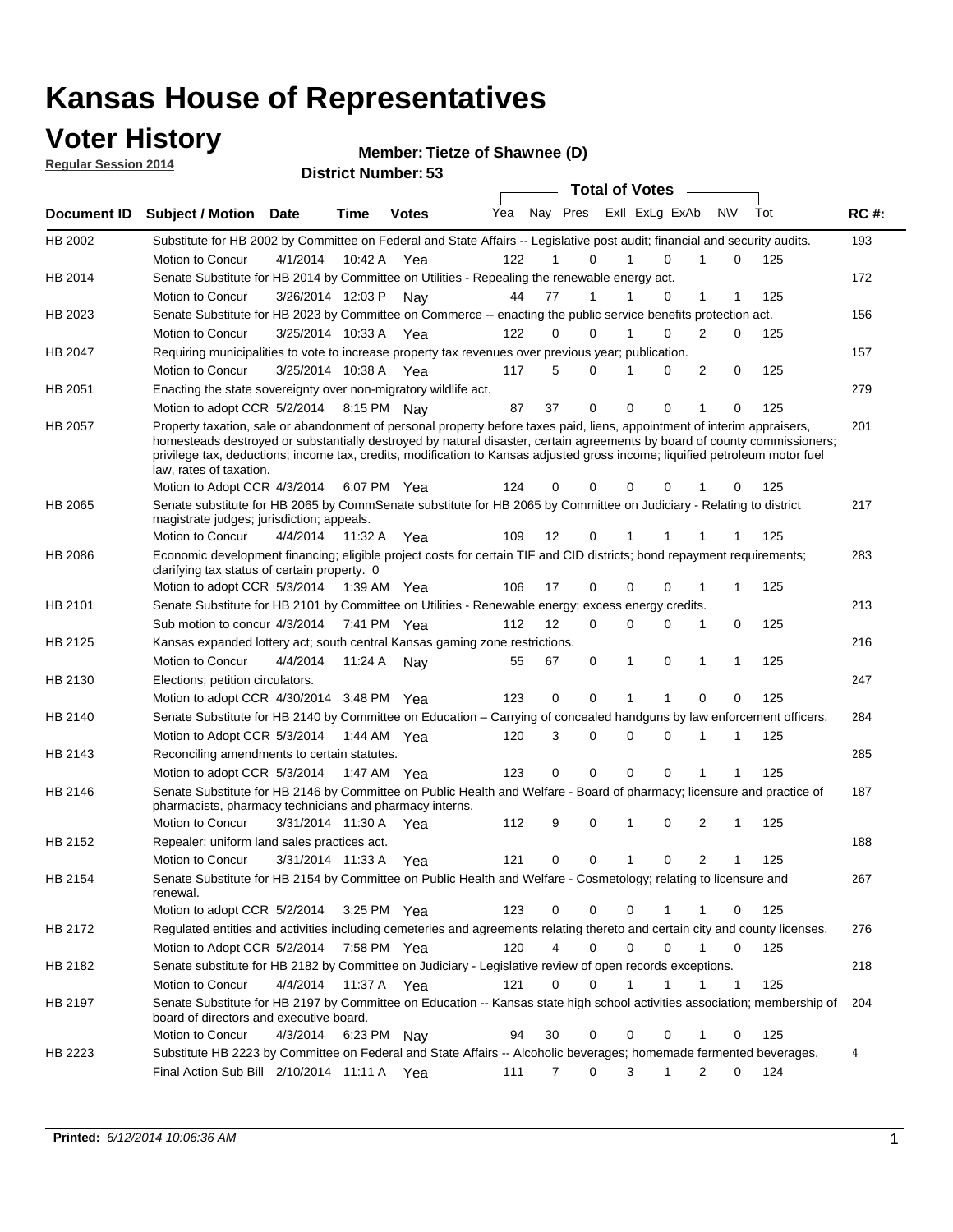# Kansas House of Representatives

## Voter History

**Regular Session 2014**

**Member: Tietze of Shawnee (D)**

**District Number: 53**

| Document ID | Subject / Motion | Date | Time | Votes | Yea | Nay | Pres | ExII | ExLg | ExAb | N\V | Tot | RC #: |
|---|---|---|---|---|---|---|---|---|---|---|---|---|---|
| HB 2002 | Substitute for HB 2002 by Committee on Federal and State Affairs -- Legislative post audit; financial and security audits. | | | | | | | | | | | | 193 |
| | Motion to Concur | 4/1/2014 | 10:42 A | Yea | 122 | 1 | 0 | 1 | 0 | 1 | 0 | 125 | |
| HB 2014 | Senate Substitute for HB 2014 by Committee on Utilities - Repealing the renewable energy act. | | | | | | | | | | | | 172 |
| | Motion to Concur | 3/26/2014 | 12:03 P | Nay | 44 | 77 | 1 | 1 | 0 | 1 | 1 | 125 | |
| HB 2023 | Senate Substitute for HB 2023 by Committee on Commerce -- enacting the public service benefits protection act. | | | | | | | | | | | | 156 |
| | Motion to Concur | 3/25/2014 | 10:33 A | Yea | 122 | 0 | 0 | 1 | 0 | 2 | 0 | 125 | |
| HB 2047 | Requiring municipalities to vote to increase property tax revenues over previous year; publication. | | | | | | | | | | | | 157 |
| | Motion to Concur | 3/25/2014 | 10:38 A | Yea | 117 | 5 | 0 | 1 | 0 | 2 | 0 | 125 | |
| HB 2051 | Enacting the state sovereignty over non-migratory wildlife act. | | | | | | | | | | | | 279 |
| | Motion to adopt CCR | 5/2/2014 | 8:15 PM | Nay | 87 | 37 | 0 | 0 | 0 | 1 | 0 | 125 | |
| HB 2057 | Property taxation, sale or abandonment of personal property before taxes paid, liens, appointment of interim appraisers, homesteads destroyed or substantially destroyed by natural disaster, certain agreements by board of county commissioners; privilege tax, deductions; income tax, credits, modification to Kansas adjusted gross income; liquified petroleum motor fuel law, rates of taxation. | | | | | | | | | | | | 201 |
| | Motion to Adopt CCR | 4/3/2014 | 6:07 PM | Yea | 124 | 0 | 0 | 0 | 0 | 1 | 0 | 125 | |
| HB 2065 | Senate substitute for HB 2065 by CommSenate substitute for HB 2065 by Committee on Judiciary - Relating to district magistrate judges; jurisdiction; appeals. | | | | | | | | | | | | 217 |
| | Motion to Concur | 4/4/2014 | 11:32 A | Yea | 109 | 12 | 0 | 1 | 1 | 1 | 1 | 125 | |
| HB 2086 | Economic development financing; eligible project costs for certain TIF and CID districts; bond repayment requirements; clarifying tax status of certain property. 0 | | | | | | | | | | | | 283 |
| | Motion to adopt CCR | 5/3/2014 | 1:39 AM | Yea | 106 | 17 | 0 | 0 | 0 | 1 | 1 | 125 | |
| HB 2101 | Senate Substitute for HB 2101 by Committee on Utilities - Renewable energy; excess energy credits. | | | | | | | | | | | | 213 |
| | Sub motion to concur | 4/3/2014 | 7:41 PM | Yea | 112 | 12 | 0 | 0 | 0 | 1 | 0 | 125 | |
| HB 2125 | Kansas expanded lottery act; south central Kansas gaming zone restrictions. | | | | | | | | | | | | 216 |
| | Motion to Concur | 4/4/2014 | 11:24 A | Nay | 55 | 67 | 0 | 1 | 0 | 1 | 1 | 125 | |
| HB 2130 | Elections; petition circulators. | | | | | | | | | | | | 247 |
| | Motion to adopt CCR | 4/30/2014 | 3:48 PM | Yea | 123 | 0 | 0 | 1 | 1 | 0 | 0 | 125 | |
| HB 2140 | Senate Substitute for HB 2140 by Committee on Education – Carrying of concealed handguns by law enforcement officers. | | | | | | | | | | | | 284 |
| | Motion to Adopt CCR | 5/3/2014 | 1:44 AM | Yea | 120 | 3 | 0 | 0 | 0 | 1 | 1 | 125 | |
| HB 2143 | Reconciling amendments to certain statutes. | | | | | | | | | | | | 285 |
| | Motion to adopt CCR | 5/3/2014 | 1:47 AM | Yea | 123 | 0 | 0 | 0 | 0 | 1 | 1 | 125 | |
| HB 2146 | Senate Substitute for HB 2146 by Committee on Public Health and Welfare - Board of pharmacy; licensure and practice of pharmacists, pharmacy technicians and pharmacy interns. | | | | | | | | | | | | 187 |
| | Motion to Concur | 3/31/2014 | 11:30 A | Yea | 112 | 9 | 0 | 1 | 0 | 2 | 1 | 125 | |
| HB 2152 | Repealer: uniform land sales practices act. | | | | | | | | | | | | 188 |
| | Motion to Concur | 3/31/2014 | 11:33 A | Yea | 121 | 0 | 0 | 1 | 0 | 2 | 1 | 125 | |
| HB 2154 | Senate Substitute for HB 2154 by Committee on Public Health and Welfare - Cosmetology; relating to licensure and renewal. | | | | | | | | | | | | 267 |
| | Motion to adopt CCR | 5/2/2014 | 3:25 PM | Yea | 123 | 0 | 0 | 0 | 1 | 1 | 0 | 125 | |
| HB 2172 | Regulated entities and activities including cemeteries and agreements relating thereto and certain city and county licenses. | | | | | | | | | | | | 276 |
| | Motion to Adopt CCR | 5/2/2014 | 7:58 PM | Yea | 120 | 4 | 0 | 0 | 0 | 1 | 0 | 125 | |
| HB 2182 | Senate substitute for HB 2182 by Committee on Judiciary - Legislative review of open records exceptions. | | | | | | | | | | | | 218 |
| | Motion to Concur | 4/4/2014 | 11:37 A | Yea | 121 | 0 | 0 | 1 | 1 | 1 | 1 | 125 | |
| HB 2197 | Senate Substitute for HB 2197 by Committee on Education -- Kansas state high school activities association; membership of board of directors and executive board. | | | | | | | | | | | | 204 |
| | Motion to Concur | 4/3/2014 | 6:23 PM | Nay | 94 | 30 | 0 | 0 | 0 | 1 | 0 | 125 | |
| HB 2223 | Substitute HB 2223 by Committee on Federal and State Affairs -- Alcoholic beverages; homemade fermented beverages. | | | | | | | | | | | | 4 |
| | Final Action Sub Bill | 2/10/2014 | 11:11 A | Yea | 111 | 7 | 0 | 3 | 1 | 2 | 0 | 124 | |

**Printed:** *6/12/2014 10:06:36 AM*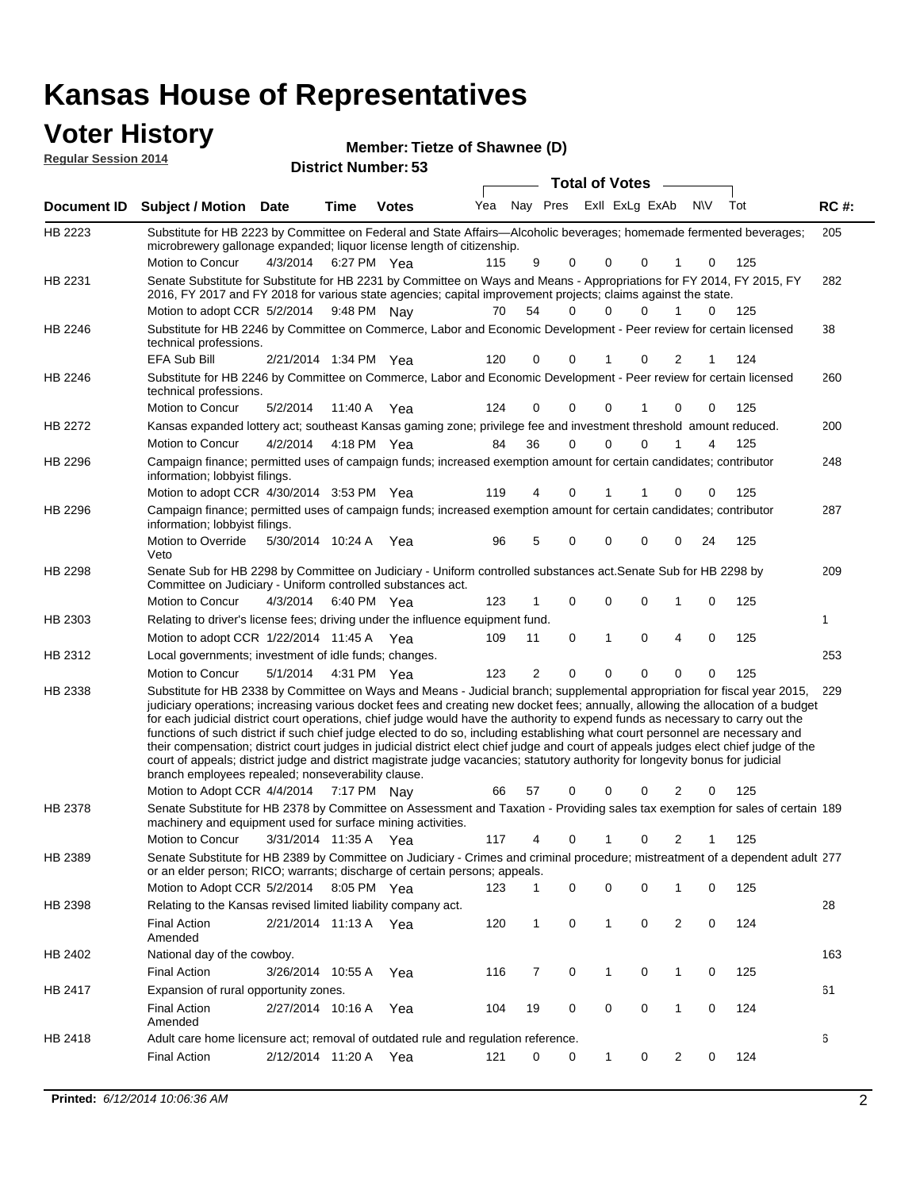# Kansas House of Representatives

## Voter History

**Regular Session 2014**

**Member: Tietze of Shawnee (D)**

**District Number: 53**

| Document ID | Subject / Motion | Date | Time | Votes | Yea | Nay | Pres | ExlI | ExLg | ExAb | N\V | Tot | RC #: |
|---|---|---|---|---|---|---|---|---|---|---|---|---|---|
| HB 2223 | Substitute for HB 2223 by Committee on Federal and State Affairs—Alcoholic beverages; homemade fermented beverages; microbrewery gallonage expanded; liquor license length of citizenship. | | | | | | | | | | | | 205 |
| | Motion to Concur | 4/3/2014 | 6:27 PM | Yea | 115 | 9 | 0 | 0 | 0 | 1 | 0 | 125 | |
| HB 2231 | Senate Substitute for Substitute for HB 2231 by Committee on Ways and Means - Appropriations for FY 2014, FY 2015, FY 2016, FY 2017 and FY 2018 for various state agencies; capital improvement projects; claims against the state. | | | | | | | | | | | | 282 |
| | Motion to adopt CCR | 5/2/2014 | 9:48 PM | Nay | 70 | 54 | 0 | 0 | 0 | 1 | 0 | 125 | |
| HB 2246 | Substitute for HB 2246 by Committee on Commerce, Labor and Economic Development - Peer review for certain licensed technical professions. | | | | | | | | | | | | 38 |
| | EFA Sub Bill | 2/21/2014 | 1:34 PM | Yea | 120 | 0 | 0 | 1 | 0 | 2 | 1 | 124 | |
| HB 2246 | Substitute for HB 2246 by Committee on Commerce, Labor and Economic Development - Peer review for certain licensed technical professions. | | | | | | | | | | | | 260 |
| | Motion to Concur | 5/2/2014 | 11:40 A | Yea | 124 | 0 | 0 | 0 | 1 | 0 | 0 | 125 | |
| HB 2272 | Kansas expanded lottery act; southeast Kansas gaming zone; privilege fee and investment threshold amount reduced. | | | | | | | | | | | | 200 |
| | Motion to Concur | 4/2/2014 | 4:18 PM | Yea | 84 | 36 | 0 | 0 | 0 | 1 | 4 | 125 | |
| HB 2296 | Campaign finance; permitted uses of campaign funds; increased exemption amount for certain candidates; contributor information; lobbyist filings. | | | | | | | | | | | | 248 |
| | Motion to adopt CCR | 4/30/2014 | 3:53 PM | Yea | 119 | 4 | 0 | 1 | 1 | 0 | 0 | 125 | |
| HB 2296 | Campaign finance; permitted uses of campaign funds; increased exemption amount for certain candidates; contributor information; lobbyist filings. | | | | | | | | | | | | 287 |
| | Motion to Override Veto | 5/30/2014 | 10:24 A | Yea | 96 | 5 | 0 | 0 | 0 | 0 | 24 | 125 | |
| HB 2298 | Senate Sub for HB 2298 by Committee on Judiciary - Uniform controlled substances act.Senate Sub for HB 2298 by Committee on Judiciary - Uniform controlled substances act. | | | | | | | | | | | | 209 |
| | Motion to Concur | 4/3/2014 | 6:40 PM | Yea | 123 | 1 | 0 | 0 | 0 | 1 | 0 | 125 | |
| HB 2303 | Relating to driver's license fees; driving under the influence equipment fund. | | | | | | | | | | | | 1 |
| | Motion to adopt CCR | 1/22/2014 | 11:45 A | Yea | 109 | 11 | 0 | 1 | 0 | 4 | 0 | 125 | |
| HB 2312 | Local governments; investment of idle funds; changes. | | | | | | | | | | | | 253 |
| | Motion to Concur | 5/1/2014 | 4:31 PM | Yea | 123 | 2 | 0 | 0 | 0 | 0 | 0 | 125 | |
| HB 2338 | Substitute for HB 2338 by Committee on Ways and Means - Judicial branch; supplemental appropriation for fiscal year 2015, judiciary operations; increasing various docket fees and creating new docket fees; annually, allowing the allocation of a budget for each judicial district court operations, chief judge would have the authority to expend funds as necessary to carry out the functions of such district if such chief judge elected to do so, including establishing what court personnel are necessary and their compensation; district court judges in judicial district elect chief judge and court of appeals judges elect chief judge of the court of appeals; district judge and district magistrate judge vacancies; statutory authority for longevity bonus for judicial branch employees repealed; nonseverability clause. | | | | | | | | | | | | 229 |
| | Motion to Adopt CCR | 4/4/2014 | 7:17 PM | Nay | 66 | 57 | 0 | 0 | 0 | 2 | 0 | 125 | |
| HB 2378 | Senate Substitute for HB 2378 by Committee on Assessment and Taxation - Providing sales tax exemption for sales of certain machinery and equipment used for surface mining activities. | | | | | | | | | | | | 189 |
| | Motion to Concur | 3/31/2014 | 11:35 A | Yea | 117 | 4 | 0 | 1 | 0 | 2 | 1 | 125 | |
| HB 2389 | Senate Substitute for HB 2389 by Committee on Judiciary - Crimes and criminal procedure; mistreatment of a dependent adult or an elder person; RICO; warrants; discharge of certain persons; appeals. | | | | | | | | | | | | 277 |
| | Motion to Adopt CCR | 5/2/2014 | 8:05 PM | Yea | 123 | 1 | 0 | 0 | 0 | 1 | 0 | 125 | |
| HB 2398 | Relating to the Kansas revised limited liability company act. | | | | | | | | | | | | 28 |
| | Final Action Amended | 2/21/2014 | 11:13 A | Yea | 120 | 1 | 0 | 1 | 0 | 2 | 0 | 124 | |
| HB 2402 | National day of the cowboy. | | | | | | | | | | | | 163 |
| | Final Action | 3/26/2014 | 10:55 A | Yea | 116 | 7 | 0 | 1 | 0 | 1 | 0 | 125 | |
| HB 2417 | Expansion of rural opportunity zones. | | | | | | | | | | | | 61 |
| | Final Action Amended | 2/27/2014 | 10:16 A | Yea | 104 | 19 | 0 | 0 | 0 | 1 | 0 | 124 | |
| HB 2418 | Adult care home licensure act; removal of outdated rule and regulation reference. | | | | | | | | | | | | 6 |
| | Final Action | 2/12/2014 | 11:20 A | Yea | 121 | 0 | 0 | 1 | 0 | 2 | 0 | 124 | |

**Printed:** *6/12/2014 10:06:36 AM*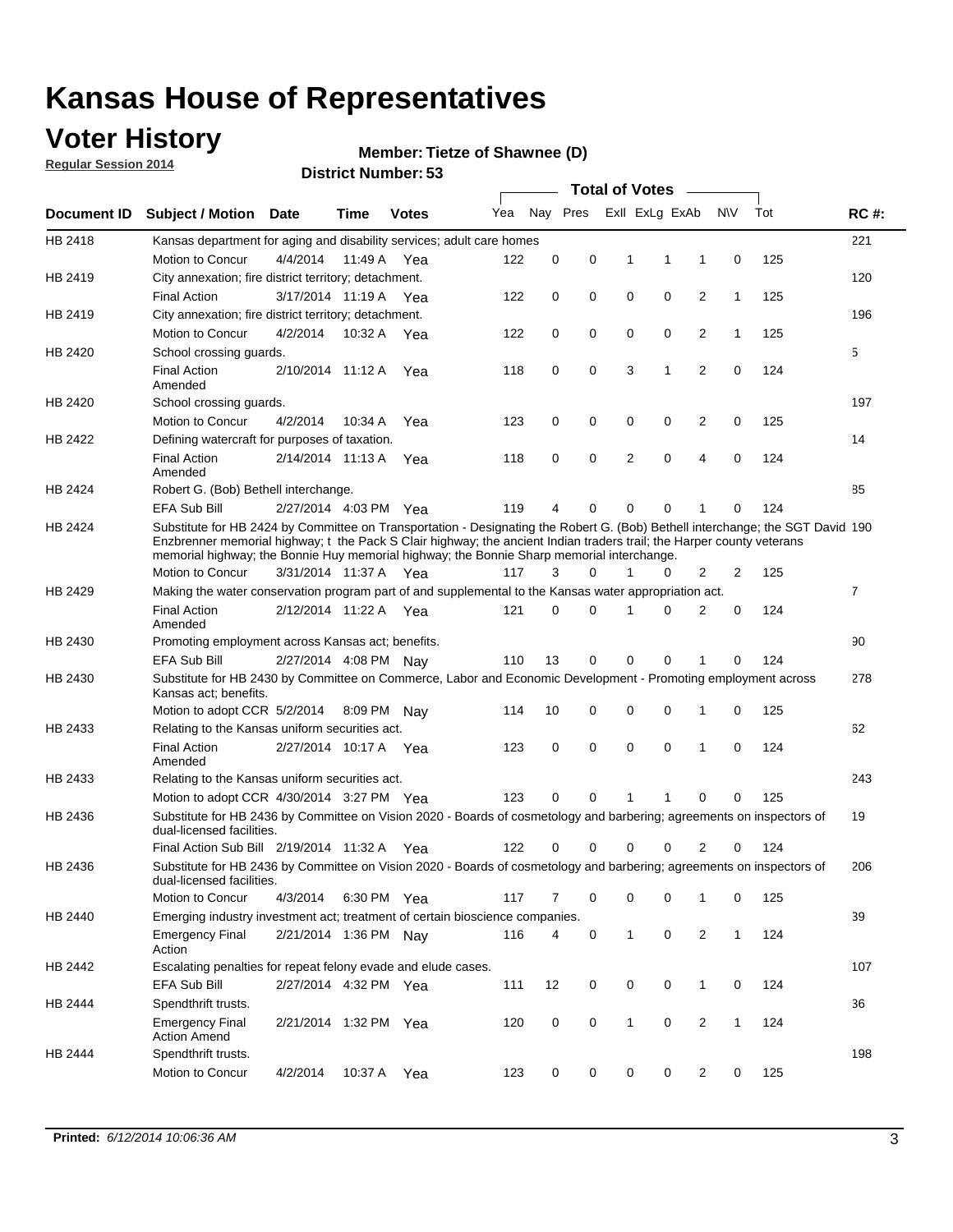# Kansas House of Representatives

## Voter History

**Regular Session 2014**

**Member: Tietze of Shawnee (D)**

**District Number: 53**

| Document ID | Subject / Motion | Date | Time | Votes | Yea | Nay | Pres | ExII | ExLg | ExAb | N\V | Tot | RC #: |
|---|---|---|---|---|---|---|---|---|---|---|---|---|---|
| HB 2418 | Kansas department for aging and disability services; adult care homes | | | | | | | | | | | | 221 |
| | Motion to Concur | 4/4/2014 | 11:49 A | Yea | 122 | 0 | 0 | 1 | 1 | 1 | 0 | 125 | |
| HB 2419 | City annexation; fire district territory; detachment. | | | | | | | | | | | | 120 |
| | Final Action | 3/17/2014 | 11:19 A | Yea | 122 | 0 | 0 | 0 | 0 | 2 | 1 | 125 | |
| HB 2419 | City annexation; fire district territory; detachment. | | | | | | | | | | | | 196 |
| | Motion to Concur | 4/2/2014 | 10:32 A | Yea | 122 | 0 | 0 | 0 | 0 | 2 | 1 | 125 | |
| HB 2420 | School crossing guards. | | | | | | | | | | | | 5 |
| | Final Action Amended | 2/10/2014 | 11:12 A | Yea | 118 | 0 | 0 | 3 | 1 | 2 | 0 | 124 | |
| HB 2420 | School crossing guards. | | | | | | | | | | | | 197 |
| | Motion to Concur | 4/2/2014 | 10:34 A | Yea | 123 | 0 | 0 | 0 | 0 | 2 | 0 | 125 | |
| HB 2422 | Defining watercraft for purposes of taxation. | | | | | | | | | | | | 14 |
| | Final Action Amended | 2/14/2014 | 11:13 A | Yea | 118 | 0 | 0 | 2 | 0 | 4 | 0 | 124 | |
| HB 2424 | Robert G. (Bob) Bethell interchange. | | | | | | | | | | | | 85 |
| | EFA Sub Bill | 2/27/2014 | 4:03 PM | Yea | 119 | 4 | 0 | 0 | 0 | 1 | 0 | 124 | |
| HB 2424 | Substitute for HB 2424 by Committee on Transportation - Designating the Robert G. (Bob) Bethell interchange; the SGT David Enzbrenner memorial highway; t the Pack S Clair highway; the ancient Indian traders trail; the Harper county veterans memorial highway; the Bonnie Huy memorial highway; the Bonnie Sharp memorial interchange. | | | | | | | | | | | | 190 |
| | Motion to Concur | 3/31/2014 | 11:37 A | Yea | 117 | 3 | 0 | 1 | 0 | 2 | 2 | 125 | |
| HB 2429 | Making the water conservation program part of and supplemental to the Kansas water appropriation act. | | | | | | | | | | | | 7 |
| | Final Action Amended | 2/12/2014 | 11:22 A | Yea | 121 | 0 | 0 | 1 | 0 | 2 | 0 | 124 | |
| HB 2430 | Promoting employment across Kansas act; benefits. | | | | | | | | | | | | 90 |
| | EFA Sub Bill | 2/27/2014 | 4:08 PM | Nay | 110 | 13 | 0 | 0 | 0 | 1 | 0 | 124 | |
| HB 2430 | Substitute for HB 2430 by Committee on Commerce, Labor and Economic Development - Promoting employment across Kansas act; benefits. | | | | | | | | | | | | 278 |
| | Motion to adopt CCR | 5/2/2014 | 8:09 PM | Nay | 114 | 10 | 0 | 0 | 0 | 1 | 0 | 125 | |
| HB 2433 | Relating to the Kansas uniform securities act. | | | | | | | | | | | | 62 |
| | Final Action Amended | 2/27/2014 | 10:17 A | Yea | 123 | 0 | 0 | 0 | 0 | 1 | 0 | 124 | |
| HB 2433 | Relating to the Kansas uniform securities act. | | | | | | | | | | | | 243 |
| | Motion to adopt CCR | 4/30/2014 | 3:27 PM | Yea | 123 | 0 | 0 | 1 | 1 | 0 | 0 | 125 | |
| HB 2436 | Substitute for HB 2436 by Committee on Vision 2020 - Boards of cosmetology and barbering; agreements on inspectors of dual-licensed facilities. | | | | | | | | | | | | 19 |
| | Final Action Sub Bill | 2/19/2014 | 11:32 A | Yea | 122 | 0 | 0 | 0 | 0 | 2 | 0 | 124 | |
| HB 2436 | Substitute for HB 2436 by Committee on Vision 2020 - Boards of cosmetology and barbering; agreements on inspectors of dual-licensed facilities. | | | | | | | | | | | | 206 |
| | Motion to Concur | 4/3/2014 | 6:30 PM | Yea | 117 | 7 | 0 | 0 | 0 | 1 | 0 | 125 | |
| HB 2440 | Emerging industry investment act; treatment of certain bioscience companies. | | | | | | | | | | | | 39 |
| | Emergency Final Action | 2/21/2014 | 1:36 PM | Nay | 116 | 4 | 0 | 1 | 0 | 2 | 1 | 124 | |
| HB 2442 | Escalating penalties for repeat felony evade and elude cases. | | | | | | | | | | | | 107 |
| | EFA Sub Bill | 2/27/2014 | 4:32 PM | Yea | 111 | 12 | 0 | 0 | 0 | 1 | 0 | 124 | |
| HB 2444 | Spendthrift trusts. | | | | | | | | | | | | 36 |
| | Emergency Final Action Amend | 2/21/2014 | 1:32 PM | Yea | 120 | 0 | 0 | 1 | 0 | 2 | 1 | 124 | |
| HB 2444 | Spendthrift trusts. | | | | | | | | | | | | 198 |
| | Motion to Concur | 4/2/2014 | 10:37 A | Yea | 123 | 0 | 0 | 0 | 0 | 2 | 0 | 125 | |

**Printed:** *6/12/2014 10:06:36 AM*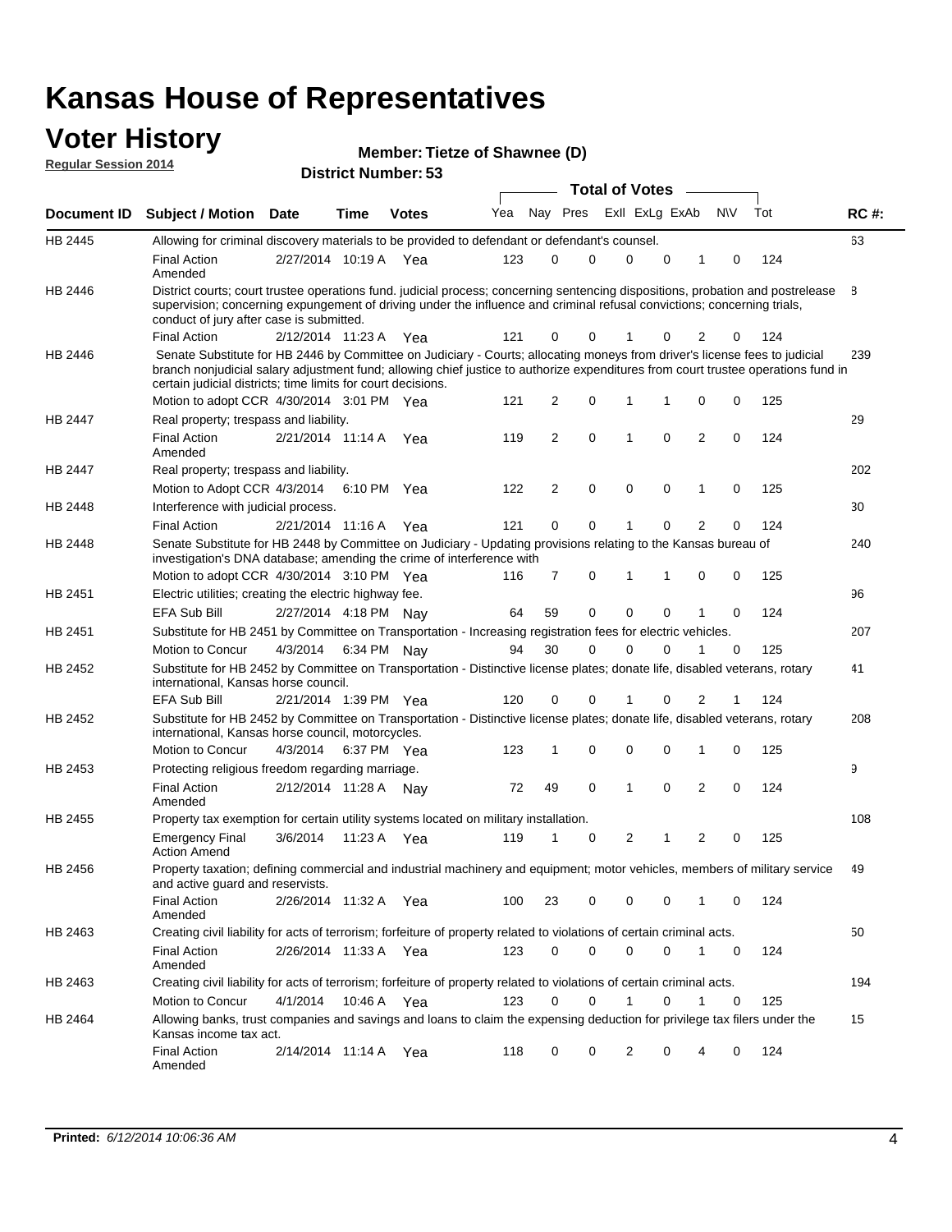# Kansas House of Representatives

## Voter History

**Regular Session 2014**

**Member: Tietze of Shawnee (D)**

**District Number: 53**

| Document ID | Subject / Motion | Date | Time | Votes | Yea | Nay | Pres | ExII | ExLg | ExAb | N\V | Tot | RC #: |
|---|---|---|---|---|---|---|---|---|---|---|---|---|---|
| HB 2445 | Allowing for criminal discovery materials to be provided to defendant or defendant's counsel. | | | | | | | | | | | | 63 |
| | Final Action Amended | 2/27/2014 | 10:19 A | Yea | 123 | 0 | 0 | 0 | 0 | 1 | 0 | 124 | |
| HB 2446 | District courts; court trustee operations fund. judicial process; concerning sentencing dispositions, probation and postrelease supervision; concerning expungement of driving under the influence and criminal refusal convictions; concerning trials, conduct of jury after case is submitted. | | | | | | | | | | | | 8 |
| | Final Action | 2/12/2014 | 11:23 A | Yea | 121 | 0 | 0 | 1 | 0 | 2 | 0 | 124 | |
| HB 2446 | Senate Substitute for HB 2446 by Committee on Judiciary - Courts; allocating moneys from driver's license fees to judicial branch nonjudicial salary adjustment fund; allowing chief justice to authorize expenditures from court trustee operations fund in certain judicial districts; time limits for court decisions. | | | | | | | | | | | | 239 |
| | Motion to adopt CCR | 4/30/2014 | 3:01 PM | Yea | 121 | 2 | 0 | 1 | 1 | 0 | 0 | 125 | |
| HB 2447 | Real property; trespass and liability. | | | | | | | | | | | | 29 |
| | Final Action Amended | 2/21/2014 | 11:14 A | Yea | 119 | 2 | 0 | 1 | 0 | 2 | 0 | 124 | |
| HB 2447 | Real property; trespass and liability. | | | | | | | | | | | | 202 |
| | Motion to Adopt CCR | 4/3/2014 | 6:10 PM | Yea | 122 | 2 | 0 | 0 | 0 | 1 | 0 | 125 | |
| HB 2448 | Interference with judicial process. | | | | | | | | | | | | 30 |
| | Final Action | 2/21/2014 | 11:16 A | Yea | 121 | 0 | 0 | 1 | 0 | 2 | 0 | 124 | |
| HB 2448 | Senate Substitute for HB 2448 by Committee on Judiciary - Updating provisions relating to the Kansas bureau of investigation's DNA database; amending the crime of interference with | | | | | | | | | | | | 240 |
| | Motion to adopt CCR | 4/30/2014 | 3:10 PM | Yea | 116 | 7 | 0 | 1 | 1 | 0 | 0 | 125 | |
| HB 2451 | Electric utilities; creating the electric highway fee. | | | | | | | | | | | | 96 |
| | EFA Sub Bill | 2/27/2014 | 4:18 PM | Nay | 64 | 59 | 0 | 0 | 0 | 1 | 0 | 124 | |
| HB 2451 | Substitute for HB 2451 by Committee on Transportation - Increasing registration fees for electric vehicles. | | | | | | | | | | | | 207 |
| | Motion to Concur | 4/3/2014 | 6:34 PM | Nay | 94 | 30 | 0 | 0 | 0 | 1 | 0 | 125 | |
| HB 2452 | Substitute for HB 2452 by Committee on Transportation - Distinctive license plates; donate life, disabled veterans, rotary international, Kansas horse council. | | | | | | | | | | | | 41 |
| | EFA Sub Bill | 2/21/2014 | 1:39 PM | Yea | 120 | 0 | 0 | 1 | 0 | 2 | 1 | 124 | |
| HB 2452 | Substitute for HB 2452 by Committee on Transportation - Distinctive license plates; donate life, disabled veterans, rotary international, Kansas horse council, motorcycles. | | | | | | | | | | | | 208 |
| | Motion to Concur | 4/3/2014 | 6:37 PM | Yea | 123 | 1 | 0 | 0 | 0 | 1 | 0 | 125 | |
| HB 2453 | Protecting religious freedom regarding marriage. | | | | | | | | | | | | 9 |
| | Final Action Amended | 2/12/2014 | 11:28 A | Nay | 72 | 49 | 0 | 1 | 0 | 2 | 0 | 124 | |
| HB 2455 | Property tax exemption for certain utility systems located on military installation. | | | | | | | | | | | | 108 |
| | Emergency Final Action Amend | 3/6/2014 | 11:23 A | Yea | 119 | 1 | 0 | 2 | 1 | 2 | 0 | 125 | |
| HB 2456 | Property taxation; defining commercial and industrial machinery and equipment; motor vehicles, members of military service and active guard and reservists. | | | | | | | | | | | | 49 |
| | Final Action Amended | 2/26/2014 | 11:32 A | Yea | 100 | 23 | 0 | 0 | 0 | 1 | 0 | 124 | |
| HB 2463 | Creating civil liability for acts of terrorism; forfeiture of property related to violations of certain criminal acts. | | | | | | | | | | | | 50 |
| | Final Action Amended | 2/26/2014 | 11:33 A | Yea | 123 | 0 | 0 | 0 | 0 | 1 | 0 | 124 | |
| HB 2463 | Creating civil liability for acts of terrorism; forfeiture of property related to violations of certain criminal acts. | | | | | | | | | | | | 194 |
| | Motion to Concur | 4/1/2014 | 10:46 A | Yea | 123 | 0 | 0 | 1 | 0 | 1 | 0 | 125 | |
| HB 2464 | Allowing banks, trust companies and savings and loans to claim the expensing deduction for privilege tax filers under the Kansas income tax act. | | | | | | | | | | | | 15 |
| | Final Action Amended | 2/14/2014 | 11:14 A | Yea | 118 | 0 | 0 | 2 | 0 | 4 | 0 | 124 | |

**Printed:** *6/12/2014 10:06:36 AM*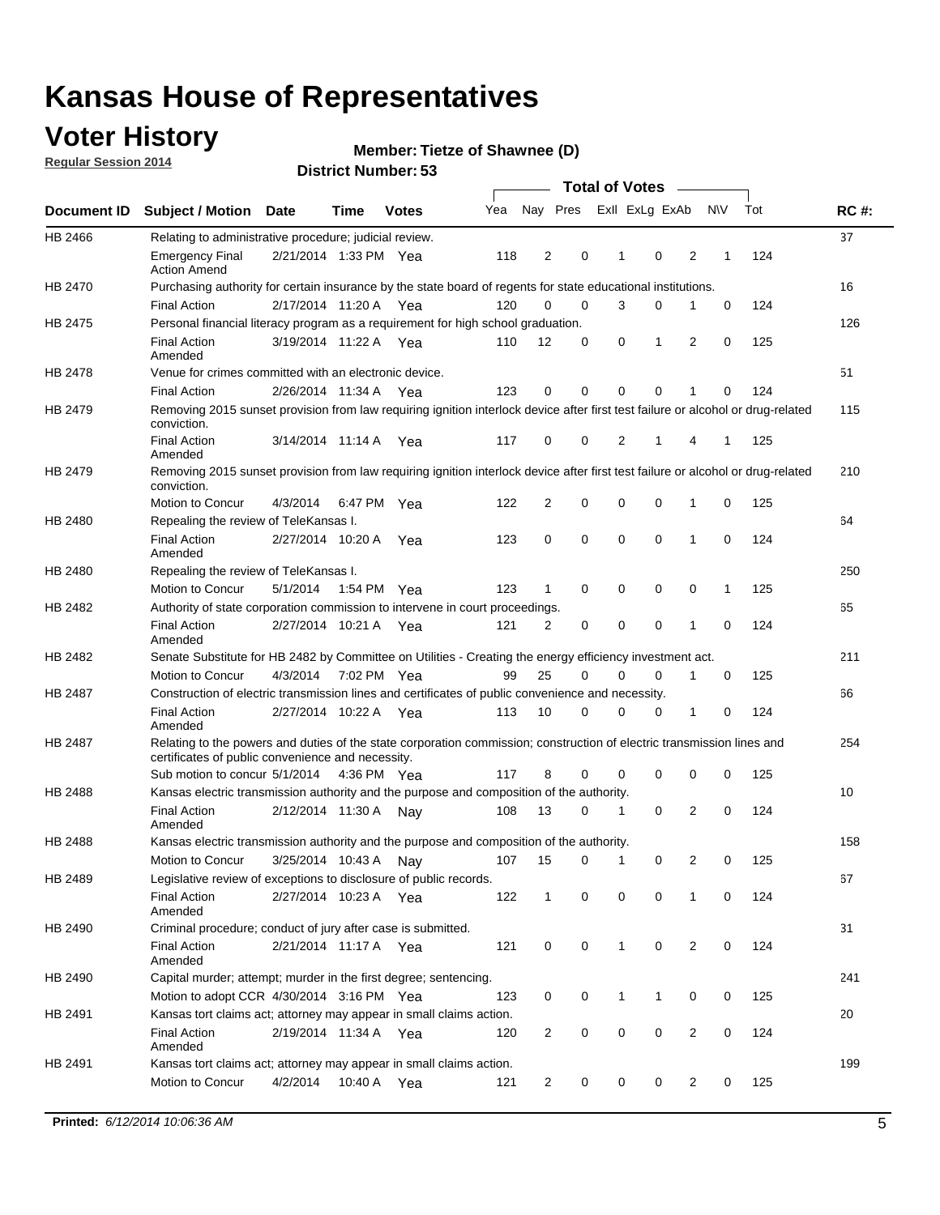# Kansas House of Representatives

## Voter History

**Regular Session 2014**

**Member: Tietze of Shawnee (D)**

**District Number: 53**

| Document ID | Subject / Motion | Date | Time | Votes | Yea | Nay | Pres | ExII | ExLg | ExAb | N\V | Tot | RC #: |
|---|---|---|---|---|---|---|---|---|---|---|---|---|---|
| HB 2466 | Relating to administrative procedure; judicial review. | | | | | | | | | | | | 37 |
| | Emergency Final Action Amend | 2/21/2014 | 1:33 PM | Yea | 118 | 2 | 0 | 1 | 0 | 2 | 1 | 124 | |
| HB 2470 | Purchasing authority for certain insurance by the state board of regents for state educational institutions. | | | | | | | | | | | | 16 |
| | Final Action | 2/17/2014 | 11:20 A | Yea | 120 | 0 | 0 | 3 | 0 | 1 | 0 | 124 | |
| HB 2475 | Personal financial literacy program as a requirement for high school graduation. | | | | | | | | | | | | 126 |
| | Final Action Amended | 3/19/2014 | 11:22 A | Yea | 110 | 12 | 0 | 0 | 1 | 2 | 0 | 125 | |
| HB 2478 | Venue for crimes committed with an electronic device. | | | | | | | | | | | | 51 |
| | Final Action | 2/26/2014 | 11:34 A | Yea | 123 | 0 | 0 | 0 | 0 | 1 | 0 | 124 | |
| HB 2479 | Removing 2015 sunset provision from law requiring ignition interlock device after first test failure or alcohol or drug-related conviction. | | | | | | | | | | | | 115 |
| | Final Action Amended | 3/14/2014 | 11:14 A | Yea | 117 | 0 | 0 | 2 | 1 | 4 | 1 | 125 | |
| HB 2479 | Removing 2015 sunset provision from law requiring ignition interlock device after first test failure or alcohol or drug-related conviction. | | | | | | | | | | | | 210 |
| | Motion to Concur | 4/3/2014 | 6:47 PM | Yea | 122 | 2 | 0 | 0 | 0 | 1 | 0 | 125 | |
| HB 2480 | Repealing the review of TeleKansas I. | | | | | | | | | | | | 64 |
| | Final Action Amended | 2/27/2014 | 10:20 A | Yea | 123 | 0 | 0 | 0 | 0 | 1 | 0 | 124 | |
| HB 2480 | Repealing the review of TeleKansas I. | | | | | | | | | | | | 250 |
| | Motion to Concur | 5/1/2014 | 1:54 PM | Yea | 123 | 1 | 0 | 0 | 0 | 0 | 1 | 125 | |
| HB 2482 | Authority of state corporation commission to intervene in court proceedings. | | | | | | | | | | | | 65 |
| | Final Action Amended | 2/27/2014 | 10:21 A | Yea | 121 | 2 | 0 | 0 | 0 | 1 | 0 | 124 | |
| HB 2482 | Senate Substitute for HB 2482 by Committee on Utilities - Creating the energy efficiency investment act. | | | | | | | | | | | | 211 |
| | Motion to Concur | 4/3/2014 | 7:02 PM | Yea | 99 | 25 | 0 | 0 | 0 | 1 | 0 | 125 | |
| HB 2487 | Construction of electric transmission lines and certificates of public convenience and necessity. | | | | | | | | | | | | 66 |
| | Final Action Amended | 2/27/2014 | 10:22 A | Yea | 113 | 10 | 0 | 0 | 0 | 1 | 0 | 124 | |
| HB 2487 | Relating to the powers and duties of the state corporation commission; construction of electric transmission lines and certificates of public convenience and necessity. | | | | | | | | | | | | 254 |
| | Sub motion to concur | 5/1/2014 | 4:36 PM | Yea | 117 | 8 | 0 | 0 | 0 | 0 | 0 | 125 | |
| HB 2488 | Kansas electric transmission authority and the purpose and composition of the authority. | | | | | | | | | | | | 10 |
| | Final Action Amended | 2/12/2014 | 11:30 A | Nay | 108 | 13 | 0 | 1 | 0 | 2 | 0 | 124 | |
| HB 2488 | Kansas electric transmission authority and the purpose and composition of the authority. | | | | | | | | | | | | 158 |
| | Motion to Concur | 3/25/2014 | 10:43 A | Nay | 107 | 15 | 0 | 1 | 0 | 2 | 0 | 125 | |
| HB 2489 | Legislative review of exceptions to disclosure of public records. | | | | | | | | | | | | 67 |
| | Final Action Amended | 2/27/2014 | 10:23 A | Yea | 122 | 1 | 0 | 0 | 0 | 1 | 0 | 124 | |
| HB 2490 | Criminal procedure; conduct of jury after case is submitted. | | | | | | | | | | | | 31 |
| | Final Action Amended | 2/21/2014 | 11:17 A | Yea | 121 | 0 | 0 | 1 | 0 | 2 | 0 | 124 | |
| HB 2490 | Capital murder; attempt; murder in the first degree; sentencing. | | | | | | | | | | | | 241 |
| | Motion to adopt CCR | 4/30/2014 | 3:16 PM | Yea | 123 | 0 | 0 | 1 | 1 | 0 | 0 | 125 | |
| HB 2491 | Kansas tort claims act; attorney may appear in small claims action. | | | | | | | | | | | | 20 |
| | Final Action Amended | 2/19/2014 | 11:34 A | Yea | 120 | 2 | 0 | 0 | 0 | 2 | 0 | 124 | |
| HB 2491 | Kansas tort claims act; attorney may appear in small claims action. | | | | | | | | | | | | 199 |
| | Motion to Concur | 4/2/2014 | 10:40 A | Yea | 121 | 2 | 0 | 0 | 0 | 2 | 0 | 125 | |

**Printed:** *6/12/2014 10:06:36 AM*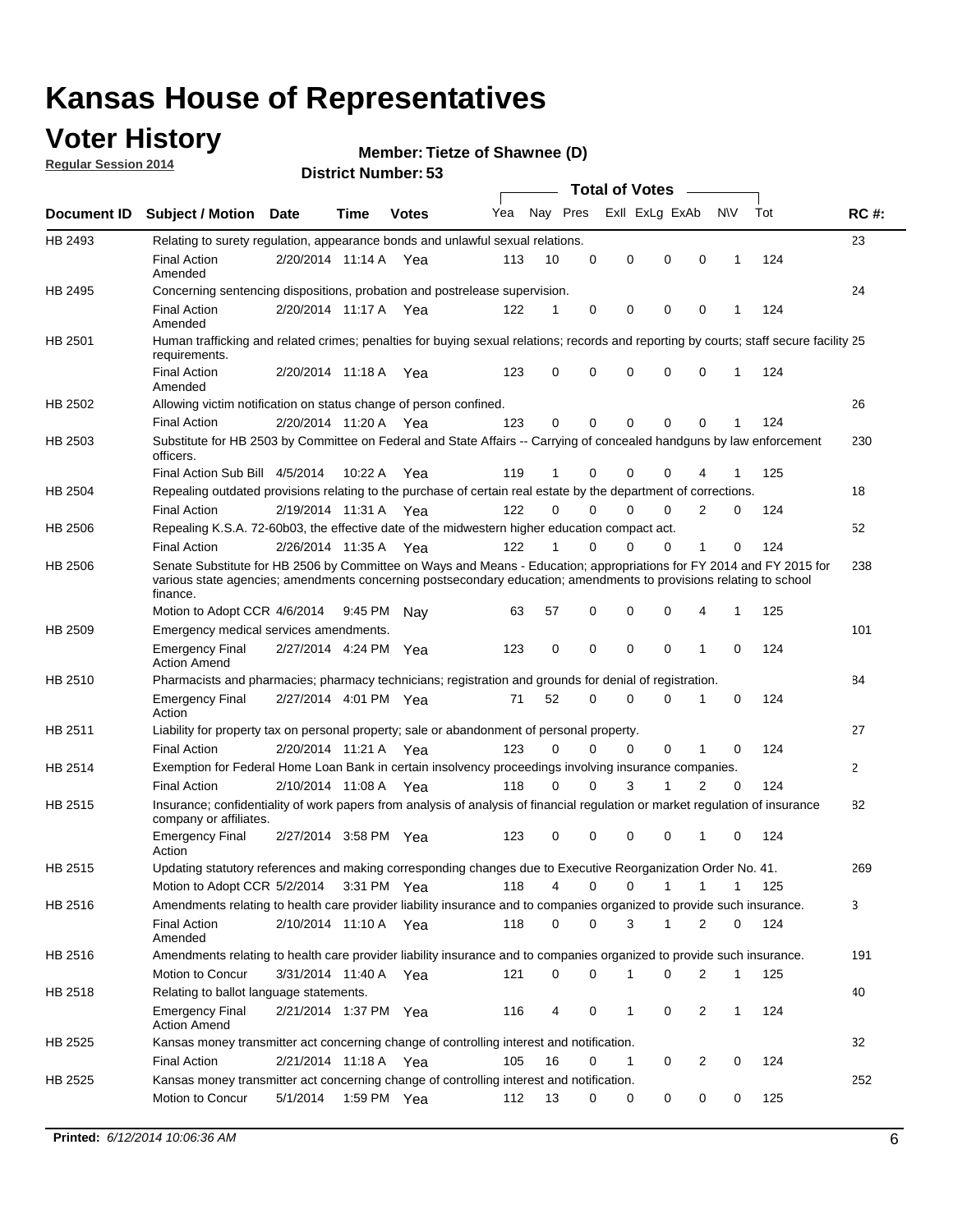# Kansas House of Representatives

## Voter History

**Regular Session 2014**

**Member: Tietze of Shawnee (D)**

**District Number: 53**

| Document ID | Subject / Motion | Date | Time | Votes | Yea | Nay | Pres | ExII | ExLg | ExAb | N\V | Tot | RC #: |
|---|---|---|---|---|---|---|---|---|---|---|---|---|---|
| HB 2493 | Relating to surety regulation, appearance bonds and unlawful sexual relations. | | | | | | | | | | | | 23 |
| | Final Action Amended | 2/20/2014 | 11:14 A | Yea | 113 | 10 | 0 | 0 | 0 | 0 | 1 | 124 | |
| HB 2495 | Concerning sentencing dispositions, probation and postrelease supervision. | | | | | | | | | | | | 24 |
| | Final Action Amended | 2/20/2014 | 11:17 A | Yea | 122 | 1 | 0 | 0 | 0 | 0 | 1 | 124 | |
| HB 2501 | Human trafficking and related crimes; penalties for buying sexual relations; records and reporting by courts; staff secure facility requirements. | | | | | | | | | | | | 25 |
| | Final Action Amended | 2/20/2014 | 11:18 A | Yea | 123 | 0 | 0 | 0 | 0 | 0 | 1 | 124 | |
| HB 2502 | Allowing victim notification on status change of person confined. | | | | | | | | | | | | 26 |
| | Final Action | 2/20/2014 | 11:20 A | Yea | 123 | 0 | 0 | 0 | 0 | 0 | 1 | 124 | |
| HB 2503 | Substitute for HB 2503 by Committee on Federal and State Affairs -- Carrying of concealed handguns by law enforcement officers. | | | | | | | | | | | | 230 |
| | Final Action Sub Bill | 4/5/2014 | 10:22 A | Yea | 119 | 1 | 0 | 0 | 0 | 4 | 1 | 125 | |
| HB 2504 | Repealing outdated provisions relating to the purchase of certain real estate by the department of corrections. | | | | | | | | | | | | 18 |
| | Final Action | 2/19/2014 | 11:31 A | Yea | 122 | 0 | 0 | 0 | 0 | 2 | 0 | 124 | |
| HB 2506 | Repealing K.S.A. 72-60b03, the effective date of the midwestern higher education compact act. | | | | | | | | | | | | 52 |
| | Final Action | 2/26/2014 | 11:35 A | Yea | 122 | 1 | 0 | 0 | 0 | 1 | 0 | 124 | |
| HB 2506 | Senate Substitute for HB 2506 by Committee on Ways and Means - Education; appropriations for FY 2014 and FY 2015 for various state agencies; amendments concerning postsecondary education; amendments to provisions relating to school finance. | | | | | | | | | | | | 238 |
| | Motion to Adopt CCR | 4/6/2014 | 9:45 PM | Nay | 63 | 57 | 0 | 0 | 0 | 4 | 1 | 125 | |
| HB 2509 | Emergency medical services amendments. | | | | | | | | | | | | 101 |
| | Emergency Final Action Amend | 2/27/2014 | 4:24 PM | Yea | 123 | 0 | 0 | 0 | 0 | 1 | 0 | 124 | |
| HB 2510 | Pharmacists and pharmacies; pharmacy technicians; registration and grounds for denial of registration. | | | | | | | | | | | | 84 |
| | Emergency Final Action | 2/27/2014 | 4:01 PM | Yea | 71 | 52 | 0 | 0 | 0 | 1 | 0 | 124 | |
| HB 2511 | Liability for property tax on personal property; sale or abandonment of personal property. | | | | | | | | | | | | 27 |
| | Final Action | 2/20/2014 | 11:21 A | Yea | 123 | 0 | 0 | 0 | 0 | 1 | 0 | 124 | |
| HB 2514 | Exemption for Federal Home Loan Bank in certain insolvency proceedings involving insurance companies. | | | | | | | | | | | | 2 |
| | Final Action | 2/10/2014 | 11:08 A | Yea | 118 | 0 | 0 | 3 | 1 | 2 | 0 | 124 | |
| HB 2515 | Insurance; confidentiality of work papers from analysis of analysis of financial regulation or market regulation of insurance company or affiliates. | | | | | | | | | | | | 82 |
| | Emergency Final Action | 2/27/2014 | 3:58 PM | Yea | 123 | 0 | 0 | 0 | 0 | 1 | 0 | 124 | |
| HB 2515 | Updating statutory references and making corresponding changes due to Executive Reorganization Order No. 41. | | | | | | | | | | | | 269 |
| | Motion to Adopt CCR | 5/2/2014 | 3:31 PM | Yea | 118 | 4 | 0 | 0 | 1 | 1 | 1 | 125 | |
| HB 2516 | Amendments relating to health care provider liability insurance and to companies organized to provide such insurance. | | | | | | | | | | | | 3 |
| | Final Action Amended | 2/10/2014 | 11:10 A | Yea | 118 | 0 | 0 | 3 | 1 | 2 | 0 | 124 | |
| HB 2516 | Amendments relating to health care provider liability insurance and to companies organized to provide such insurance. | | | | | | | | | | | | 191 |
| | Motion to Concur | 3/31/2014 | 11:40 A | Yea | 121 | 0 | 0 | 1 | 0 | 2 | 1 | 125 | |
| HB 2518 | Relating to ballot language statements. | | | | | | | | | | | | 40 |
| | Emergency Final Action Amend | 2/21/2014 | 1:37 PM | Yea | 116 | 4 | 0 | 1 | 0 | 2 | 1 | 124 | |
| HB 2525 | Kansas money transmitter act concerning change of controlling interest and notification. | | | | | | | | | | | | 32 |
| | Final Action | 2/21/2014 | 11:18 A | Yea | 105 | 16 | 0 | 1 | 0 | 2 | 0 | 124 | |
| HB 2525 | Kansas money transmitter act concerning change of controlling interest and notification. | | | | | | | | | | | | 252 |
| | Motion to Concur | 5/1/2014 | 1:59 PM | Yea | 112 | 13 | 0 | 0 | 0 | 0 | 0 | 125 | |

**Printed:** *6/12/2014 10:06:36 AM*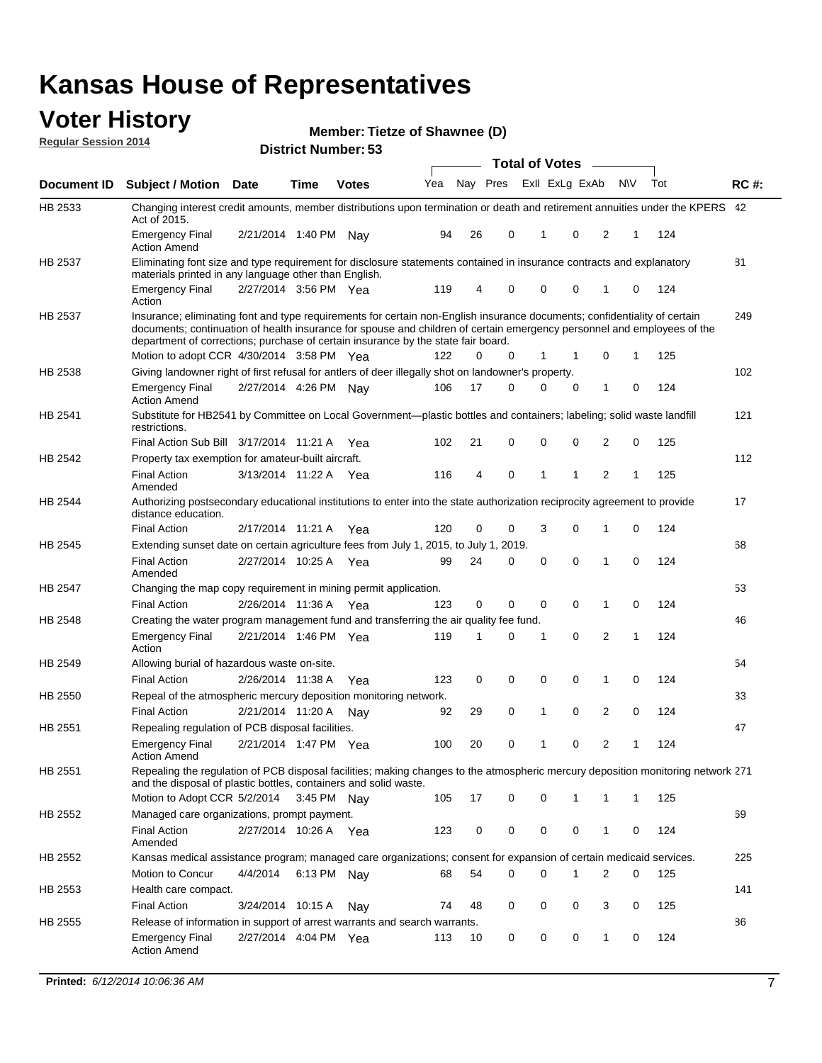# Kansas House of Representatives

## Voter History

**Regular Session 2014**

**Member: Tietze of Shawnee (D)**

**District Number: 53**

| Document ID | Subject / Motion | Date | Time | Votes | Yea | Nay | Pres | ExII | ExLg | ExAb | N\V | Tot | RC #: |
|---|---|---|---|---|---|---|---|---|---|---|---|---|---|
| HB 2533 | Changing interest credit amounts, member distributions upon termination or death and retirement annuities under the KPERS Act of 2015. | | | | | | | | | | | | 42 |
| | Emergency Final Action Amend | 2/21/2014 | 1:40 PM | Nay | 94 | 26 | 0 | 1 | 0 | 2 | 1 | 124 | |
| HB 2537 | Eliminating font size and type requirement for disclosure statements contained in insurance contracts and explanatory materials printed in any language other than English. | | | | | | | | | | | | 81 |
| | Emergency Final Action | 2/27/2014 | 3:56 PM | Yea | 119 | 4 | 0 | 0 | 0 | 1 | 0 | 124 | |
| HB 2537 | Insurance; eliminating font and type requirements for certain non-English insurance documents; confidentiality of certain documents; continuation of health insurance for spouse and children of certain emergency personnel and employees of the department of corrections; purchase of certain insurance by the state fair board. | | | | | | | | | | | | 249 |
| | Motion to adopt CCR | 4/30/2014 | 3:58 PM | Yea | 122 | 0 | 0 | 1 | 1 | 0 | 1 | 125 | |
| HB 2538 | Giving landowner right of first refusal for antlers of deer illegally shot on landowner's property. | | | | | | | | | | | | 102 |
| | Emergency Final Action Amend | 2/27/2014 | 4:26 PM | Nay | 106 | 17 | 0 | 0 | 0 | 1 | 0 | 124 | |
| HB 2541 | Substitute for HB2541 by Committee on Local Government—plastic bottles and containers; labeling; solid waste landfill restrictions. | | | | | | | | | | | | 121 |
| | Final Action Sub Bill | 3/17/2014 | 11:21 A | Yea | 102 | 21 | 0 | 0 | 0 | 2 | 0 | 125 | |
| HB 2542 | Property tax exemption for amateur-built aircraft. | | | | | | | | | | | | 112 |
| | Final Action Amended | 3/13/2014 | 11:22 A | Yea | 116 | 4 | 0 | 1 | 1 | 2 | 1 | 125 | |
| HB 2544 | Authorizing postsecondary educational institutions to enter into the state authorization reciprocity agreement to provide distance education. | | | | | | | | | | | | 17 |
| | Final Action | 2/17/2014 | 11:21 A | Yea | 120 | 0 | 0 | 3 | 0 | 1 | 0 | 124 | |
| HB 2545 | Extending sunset date on certain agriculture fees from July 1, 2015, to July 1, 2019. | | | | | | | | | | | | 68 |
| | Final Action Amended | 2/27/2014 | 10:25 A | Yea | 99 | 24 | 0 | 0 | 0 | 1 | 0 | 124 | |
| HB 2547 | Changing the map copy requirement in mining permit application. | | | | | | | | | | | | 53 |
| | Final Action | 2/26/2014 | 11:36 A | Yea | 123 | 0 | 0 | 0 | 0 | 1 | 0 | 124 | |
| HB 2548 | Creating the water program management fund and transferring the air quality fee fund. | | | | | | | | | | | | 46 |
| | Emergency Final Action | 2/21/2014 | 1:46 PM | Yea | 119 | 1 | 0 | 1 | 0 | 2 | 1 | 124 | |
| HB 2549 | Allowing burial of hazardous waste on-site. | | | | | | | | | | | | 54 |
| | Final Action | 2/26/2014 | 11:38 A | Yea | 123 | 0 | 0 | 0 | 0 | 1 | 0 | 124 | |
| HB 2550 | Repeal of the atmospheric mercury deposition monitoring network. | | | | | | | | | | | | 33 |
| | Final Action | 2/21/2014 | 11:20 A | Nay | 92 | 29 | 0 | 1 | 0 | 2 | 0 | 124 | |
| HB 2551 | Repealing regulation of PCB disposal facilities. | | | | | | | | | | | | 47 |
| | Emergency Final Action Amend | 2/21/2014 | 1:47 PM | Yea | 100 | 20 | 0 | 1 | 0 | 2 | 1 | 124 | |
| HB 2551 | Repealing the regulation of PCB disposal facilities; making changes to the atmospheric mercury deposition monitoring network and the disposal of plastic bottles, containers and solid waste. | | | | | | | | | | | | 271 |
| | Motion to Adopt CCR | 5/2/2014 | 3:45 PM | Nay | 105 | 17 | 0 | 0 | 1 | 1 | 1 | 125 | |
| HB 2552 | Managed care organizations, prompt payment. | | | | | | | | | | | | 69 |
| | Final Action Amended | 2/27/2014 | 10:26 A | Yea | 123 | 0 | 0 | 0 | 0 | 1 | 0 | 124 | |
| HB 2552 | Kansas medical assistance program; managed care organizations; consent for expansion of certain medicaid services. | | | | | | | | | | | | 225 |
| | Motion to Concur | 4/4/2014 | 6:13 PM | Nay | 68 | 54 | 0 | 0 | 1 | 2 | 0 | 125 | |
| HB 2553 | Health care compact. | | | | | | | | | | | | 141 |
| | Final Action | 3/24/2014 | 10:15 A | Nay | 74 | 48 | 0 | 0 | 0 | 3 | 0 | 125 | |
| HB 2555 | Release of information in support of arrest warrants and search warrants. | | | | | | | | | | | | 86 |
| | Emergency Final Action Amend | 2/27/2014 | 4:04 PM | Yea | 113 | 10 | 0 | 0 | 0 | 1 | 0 | 124 | |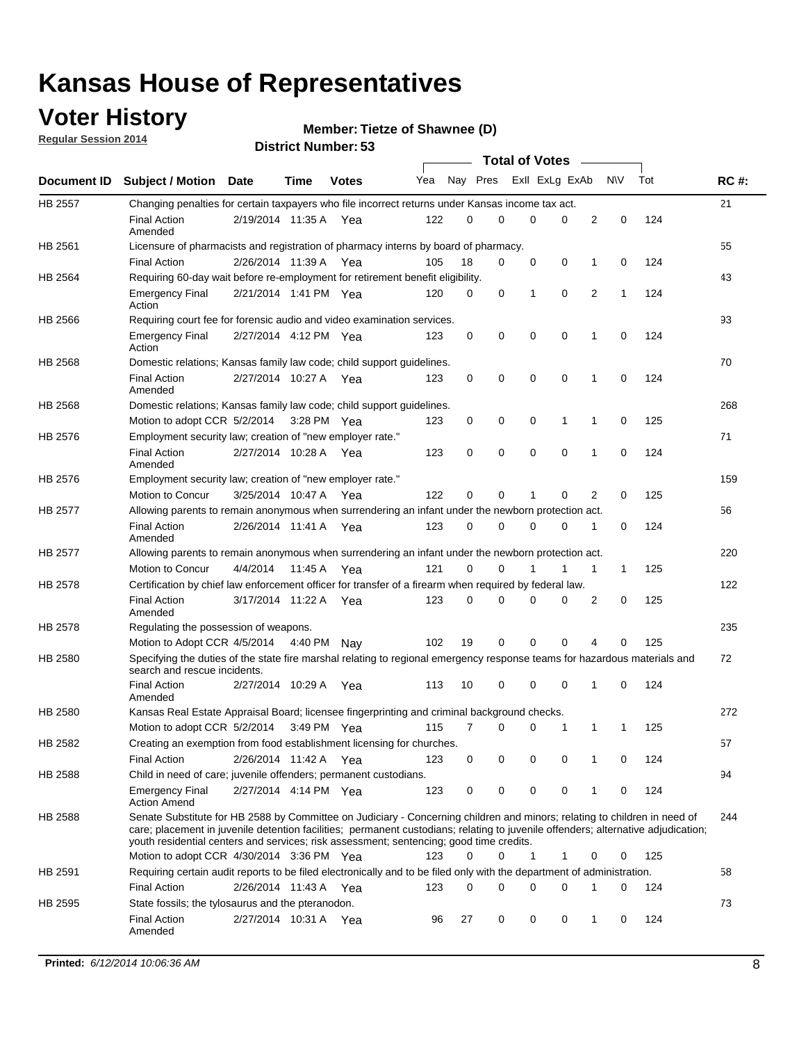# Kansas House of Representatives

## Voter History

**Regular Session 2014**

**Member: Tietze of Shawnee (D)**

**District Number: 53**

| Document ID | Subject / Motion | Date | Time | Votes | Yea | Nay | Pres | ExlI | ExLg | ExAb | N\V | Tot | RC #: |
|---|---|---|---|---|---|---|---|---|---|---|---|---|---|
| HB 2557 | Changing penalties for certain taxpayers who file incorrect returns under Kansas income tax act. | | | | | | | | | | | | 21 |
| | Final Action Amended | 2/19/2014 | 11:35 A | Yea | 122 | 0 | 0 | 0 | 0 | 2 | 0 | 124 | |
| HB 2561 | Licensure of pharmacists and registration of pharmacy interns by board of pharmacy. | | | | | | | | | | | | 55 |
| | Final Action | 2/26/2014 | 11:39 A | Yea | 105 | 18 | 0 | 0 | 0 | 1 | 0 | 124 | |
| HB 2564 | Requiring 60-day wait before re-employment for retirement benefit eligibility. | | | | | | | | | | | | 43 |
| | Emergency Final Action | 2/21/2014 | 1:41 PM | Yea | 120 | 0 | 0 | 1 | 0 | 2 | 1 | 124 | |
| HB 2566 | Requiring court fee for forensic audio and video examination services. | | | | | | | | | | | | 93 |
| | Emergency Final Action | 2/27/2014 | 4:12 PM | Yea | 123 | 0 | 0 | 0 | 0 | 1 | 0 | 124 | |
| HB 2568 | Domestic relations; Kansas family law code; child support guidelines. | | | | | | | | | | | | 70 |
| | Final Action Amended | 2/27/2014 | 10:27 A | Yea | 123 | 0 | 0 | 0 | 0 | 1 | 0 | 124 | |
| HB 2568 | Domestic relations; Kansas family law code; child support guidelines. | | | | | | | | | | | | 268 |
| | Motion to adopt CCR | 5/2/2014 | 3:28 PM | Yea | 123 | 0 | 0 | 0 | 1 | 1 | 0 | 125 | |
| HB 2576 | Employment security law; creation of "new employer rate." | | | | | | | | | | | | 71 |
| | Final Action Amended | 2/27/2014 | 10:28 A | Yea | 123 | 0 | 0 | 0 | 0 | 1 | 0 | 124 | |
| HB 2576 | Employment security law; creation of "new employer rate." | | | | | | | | | | | | 159 |
| | Motion to Concur | 3/25/2014 | 10:47 A | Yea | 122 | 0 | 0 | 1 | 0 | 2 | 0 | 125 | |
| HB 2577 | Allowing parents to remain anonymous when surrendering an infant under the newborn protection act. | | | | | | | | | | | | 56 |
| | Final Action Amended | 2/26/2014 | 11:41 A | Yea | 123 | 0 | 0 | 0 | 0 | 1 | 0 | 124 | |
| HB 2577 | Allowing parents to remain anonymous when surrendering an infant under the newborn protection act. | | | | | | | | | | | | 220 |
| | Motion to Concur | 4/4/2014 | 11:45 A | Yea | 121 | 0 | 0 | 1 | 1 | 1 | 1 | 125 | |
| HB 2578 | Certification by chief law enforcement officer for transfer of a firearm when required by federal law. | | | | | | | | | | | | 122 |
| | Final Action Amended | 3/17/2014 | 11:22 A | Yea | 123 | 0 | 0 | 0 | 0 | 2 | 0 | 125 | |
| HB 2578 | Regulating the possession of weapons. | | | | | | | | | | | | 235 |
| | Motion to Adopt CCR | 4/5/2014 | 4:40 PM | Nay | 102 | 19 | 0 | 0 | 0 | 4 | 0 | 125 | |
| HB 2580 | Specifying the duties of the state fire marshal relating to regional emergency response teams for hazardous materials and search and rescue incidents. | | | | | | | | | | | | 72 |
| | Final Action Amended | 2/27/2014 | 10:29 A | Yea | 113 | 10 | 0 | 0 | 0 | 1 | 0 | 124 | |
| HB 2580 | Kansas Real Estate Appraisal Board; licensee fingerprinting and criminal background checks. | | | | | | | | | | | | 272 |
| | Motion to adopt CCR | 5/2/2014 | 3:49 PM | Yea | 115 | 7 | 0 | 0 | 1 | 1 | 1 | 125 | |
| HB 2582 | Creating an exemption from food establishment licensing for churches. | | | | | | | | | | | | 57 |
| | Final Action | 2/26/2014 | 11:42 A | Yea | 123 | 0 | 0 | 0 | 0 | 1 | 0 | 124 | |
| HB 2588 | Child in need of care; juvenile offenders; permanent custodians. | | | | | | | | | | | | 94 |
| | Emergency Final Action Amend | 2/27/2014 | 4:14 PM | Yea | 123 | 0 | 0 | 0 | 0 | 1 | 0 | 124 | |
| HB 2588 | Senate Substitute for HB 2588 by Committee on Judiciary - Concerning children and minors; relating to children in need of care; placement in juvenile detention facilities; permanent custodians; relating to juvenile offenders; alternative adjudication; youth residential centers and services; risk assessment; sentencing; good time credits. | | | | | | | | | | | | 244 |
| | Motion to adopt CCR | 4/30/2014 | 3:36 PM | Yea | 123 | 0 | 0 | 1 | 1 | 0 | 0 | 125 | |
| HB 2591 | Requiring certain audit reports to be filed electronically and to be filed only with the department of administration. | | | | | | | | | | | | 58 |
| | Final Action | 2/26/2014 | 11:43 A | Yea | 123 | 0 | 0 | 0 | 0 | 1 | 0 | 124 | |
| HB 2595 | State fossils; the tylosaurus and the pteranodon. | | | | | | | | | | | | 73 |
| | Final Action Amended | 2/27/2014 | 10:31 A | Yea | 96 | 27 | 0 | 0 | 0 | 1 | 0 | 124 | |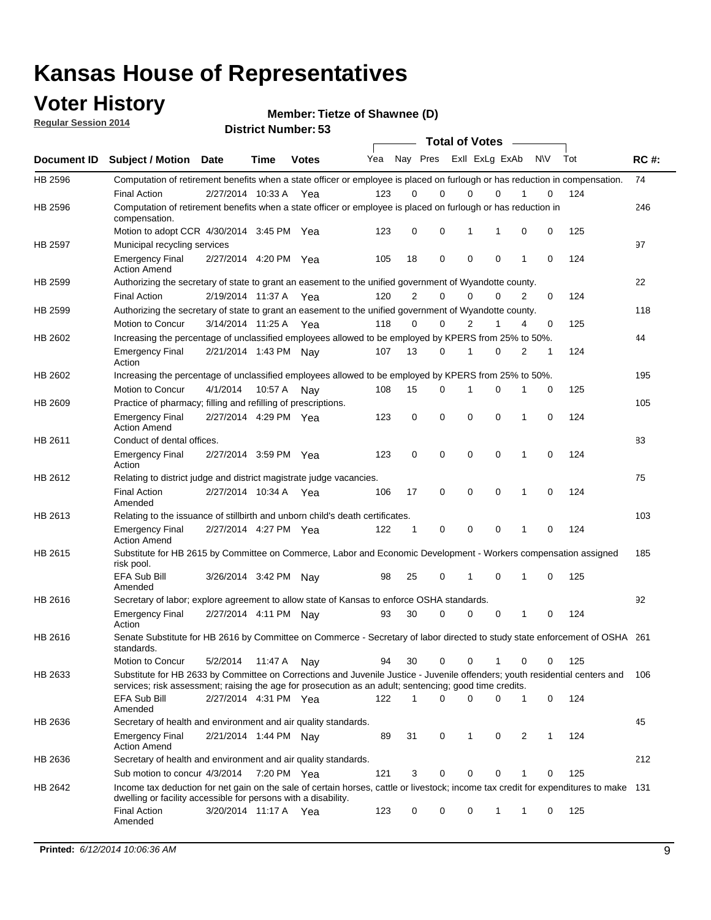# Kansas House of Representatives

## Voter History

**Regular Session 2014**

**Member: Tietze of Shawnee (D)**

**District Number: 53**

| Document ID | Subject / Motion | Date | Time | Votes | Yea | Nay | Pres | ExlI | ExLg | ExAb | N\V | Tot | RC #: |
|---|---|---|---|---|---|---|---|---|---|---|---|---|---|
| HB 2596 | Computation of retirement benefits when a state officer or employee is placed on furlough or has reduction in compensation. | | | | | | | | | | | | 74 |
| | Final Action | 2/27/2014 | 10:33 A | Yea | 123 | 0 | 0 | 0 | 0 | 1 | 0 | 124 | |
| HB 2596 | Computation of retirement benefits when a state officer or employee is placed on furlough or has reduction in compensation. | | | | | | | | | | | | 246 |
| | Motion to adopt CCR | 4/30/2014 | 3:45 PM | Yea | 123 | 0 | 0 | 1 | 1 | 0 | 0 | 125 | |
| HB 2597 | Municipal recycling services | | | | | | | | | | | | 97 |
| | Emergency Final Action Amend | 2/27/2014 | 4:20 PM | Yea | 105 | 18 | 0 | 0 | 0 | 1 | 0 | 124 | |
| HB 2599 | Authorizing the secretary of state to grant an easement to the unified government of Wyandotte county. | | | | | | | | | | | | 22 |
| | Final Action | 2/19/2014 | 11:37 A | Yea | 120 | 2 | 0 | 0 | 0 | 2 | 0 | 124 | |
| HB 2599 | Authorizing the secretary of state to grant an easement to the unified government of Wyandotte county. | | | | | | | | | | | | 118 |
| | Motion to Concur | 3/14/2014 | 11:25 A | Yea | 118 | 0 | 0 | 2 | 1 | 4 | 0 | 125 | |
| HB 2602 | Increasing the percentage of unclassified employees allowed to be employed by KPERS from 25% to 50%. | | | | | | | | | | | | 44 |
| | Emergency Final Action | 2/21/2014 | 1:43 PM | Nay | 107 | 13 | 0 | 1 | 0 | 2 | 1 | 124 | |
| HB 2602 | Increasing the percentage of unclassified employees allowed to be employed by KPERS from 25% to 50%. | | | | | | | | | | | | 195 |
| | Motion to Concur | 4/1/2014 | 10:57 A | Nay | 108 | 15 | 0 | 1 | 0 | 1 | 0 | 125 | |
| HB 2609 | Practice of pharmacy; filling and refilling of prescriptions. | | | | | | | | | | | | 105 |
| | Emergency Final Action Amend | 2/27/2014 | 4:29 PM | Yea | 123 | 0 | 0 | 0 | 0 | 1 | 0 | 124 | |
| HB 2611 | Conduct of dental offices. | | | | | | | | | | | | 83 |
| | Emergency Final Action | 2/27/2014 | 3:59 PM | Yea | 123 | 0 | 0 | 0 | 0 | 1 | 0 | 124 | |
| HB 2612 | Relating to district judge and district magistrate judge vacancies. | | | | | | | | | | | | 75 |
| | Final Action Amended | 2/27/2014 | 10:34 A | Yea | 106 | 17 | 0 | 0 | 0 | 1 | 0 | 124 | |
| HB 2613 | Relating to the issuance of stillbirth and unborn child's death certificates. | | | | | | | | | | | | 103 |
| | Emergency Final Action Amend | 2/27/2014 | 4:27 PM | Yea | 122 | 1 | 0 | 0 | 0 | 1 | 0 | 124 | |
| HB 2615 | Substitute for HB 2615 by Committee on Commerce, Labor and Economic Development - Workers compensation assigned risk pool. | | | | | | | | | | | | 185 |
| | EFA Sub Bill Amended | 3/26/2014 | 3:42 PM | Nay | 98 | 25 | 0 | 1 | 0 | 1 | 0 | 125 | |
| HB 2616 | Secretary of labor; explore agreement to allow state of Kansas to enforce OSHA standards. | | | | | | | | | | | | 92 |
| | Emergency Final Action | 2/27/2014 | 4:11 PM | Nay | 93 | 30 | 0 | 0 | 0 | 1 | 0 | 124 | |
| HB 2616 | Senate Substitute for HB 2616 by Committee on Commerce - Secretary of labor directed to study state enforcement of OSHA standards. | | | | | | | | | | | | 261 |
| | Motion to Concur | 5/2/2014 | 11:47 A | Nay | 94 | 30 | 0 | 0 | 1 | 0 | 0 | 125 | |
| HB 2633 | Substitute for HB 2633 by Committee on Corrections and Juvenile Justice - Juvenile offenders; youth residential centers and services; risk assessment; raising the age for prosecution as an adult; sentencing; good time credits. | | | | | | | | | | | | 106 |
| | EFA Sub Bill Amended | 2/27/2014 | 4:31 PM | Yea | 122 | 1 | 0 | 0 | 0 | 1 | 0 | 124 | |
| HB 2636 | Secretary of health and environment and air quality standards. | | | | | | | | | | | | 45 |
| | Emergency Final Action Amend | 2/21/2014 | 1:44 PM | Nay | 89 | 31 | 0 | 1 | 0 | 2 | 1 | 124 | |
| HB 2636 | Secretary of health and environment and air quality standards. | | | | | | | | | | | | 212 |
| | Sub motion to concur | 4/3/2014 | 7:20 PM | Yea | 121 | 3 | 0 | 0 | 0 | 1 | 0 | 125 | |
| HB 2642 | Income tax deduction for net gain on the sale of certain horses, cattle or livestock; income tax credit for expenditures to make dwelling or facility accessible for persons with a disability. | | | | | | | | | | | | 131 |
| | Final Action Amended | 3/20/2014 | 11:17 A | Yea | 123 | 0 | 0 | 0 | 1 | 1 | 0 | 125 | |

**Printed:** *6/12/2014 10:06:36 AM*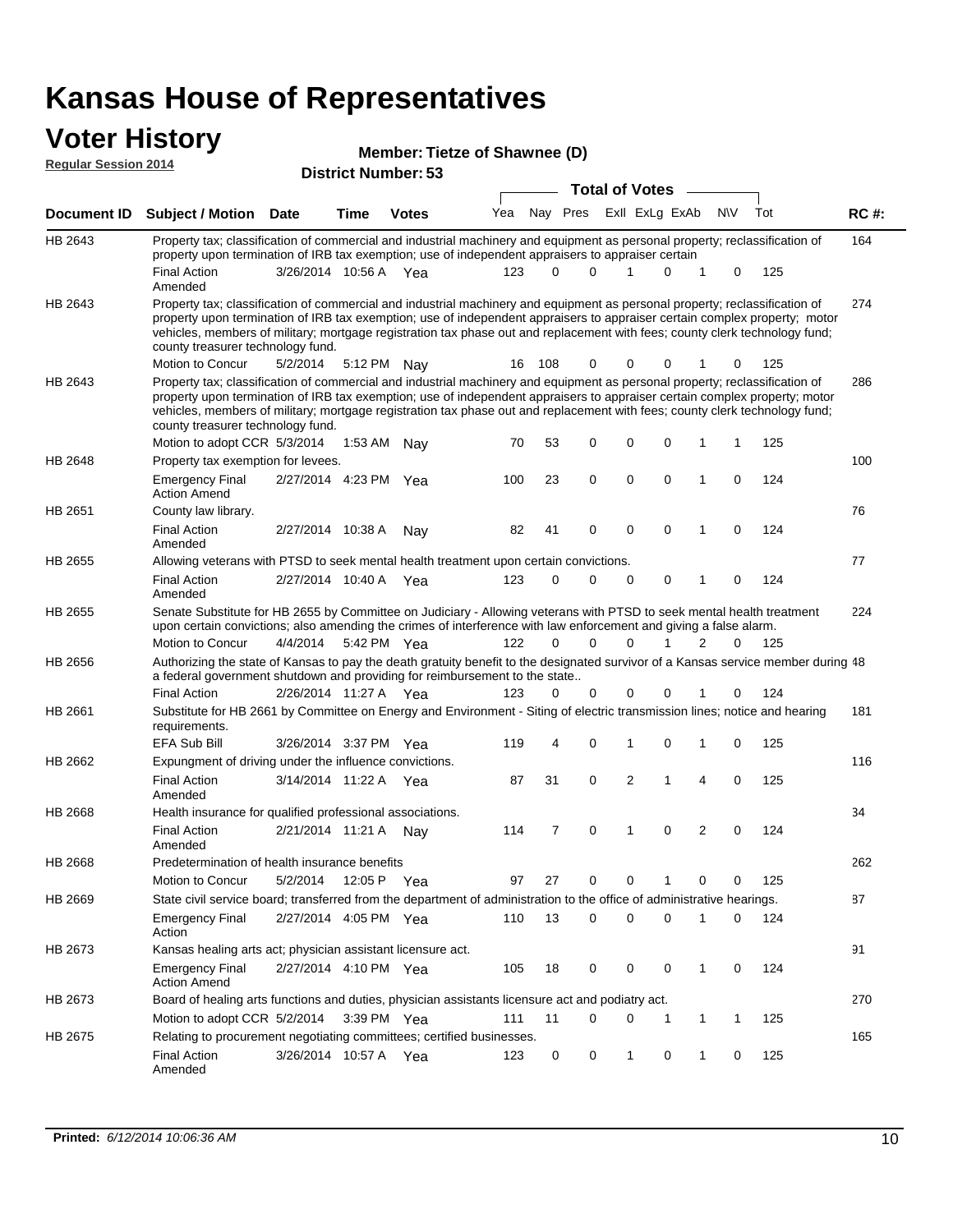# Kansas House of Representatives

## Voter History

**Regular Session 2014**

**Member: Tietze of Shawnee (D)**

**District Number: 53**

| Document ID | Subject / Motion | Date | Time | Votes | Yea | Nay | Pres | ExII | ExLg | ExAb | N\V | Tot | RC #: |
|---|---|---|---|---|---|---|---|---|---|---|---|---|---|
| HB 2643 | Property tax; classification of commercial and industrial machinery and equipment as personal property; reclassification of property upon termination of IRB tax exemption; use of independent appraisers to appraiser certain | | | | | | | | | | | | 164 |
| | Final Action Amended | 3/26/2014 | 10:56 A | Yea | 123 | 0 | 0 | 1 | 0 | 1 | 0 | 125 | |
| HB 2643 | Property tax; classification of commercial and industrial machinery and equipment as personal property; reclassification of property upon termination of IRB tax exemption; use of independent appraisers to appraiser certain complex property; motor vehicles, members of military; mortgage registration tax phase out and replacement with fees; county clerk technology fund; county treasurer technology fund. | | | | | | | | | | | | 274 |
| | Motion to Concur | 5/2/2014 | 5:12 PM | Nay | 16 | 108 | 0 | 0 | 0 | 1 | 0 | 125 | |
| HB 2643 | Property tax; classification of commercial and industrial machinery and equipment as personal property; reclassification of property upon termination of IRB tax exemption; use of independent appraisers to appraiser certain complex property; motor vehicles, members of military; mortgage registration tax phase out and replacement with fees; county clerk technology fund; county treasurer technology fund. | | | | | | | | | | | | 286 |
| | Motion to adopt CCR | 5/3/2014 | 1:53 AM | Nay | 70 | 53 | 0 | 0 | 0 | 1 | 1 | 125 | |
| HB 2648 | Property tax exemption for levees. | | | | | | | | | | | | 100 |
| | Emergency Final Action Amend | 2/27/2014 | 4:23 PM | Yea | 100 | 23 | 0 | 0 | 0 | 1 | 0 | 124 | |
| HB 2651 | County law library. | | | | | | | | | | | | 76 |
| | Final Action Amended | 2/27/2014 | 10:38 A | Nay | 82 | 41 | 0 | 0 | 0 | 1 | 0 | 124 | |
| HB 2655 | Allowing veterans with PTSD to seek mental health treatment upon certain convictions. | | | | | | | | | | | | 77 |
| | Final Action Amended | 2/27/2014 | 10:40 A | Yea | 123 | 0 | 0 | 0 | 0 | 1 | 0 | 124 | |
| HB 2655 | Senate Substitute for HB 2655 by Committee on Judiciary - Allowing veterans with PTSD to seek mental health treatment upon certain convictions; also amending the crimes of interference with law enforcement and giving a false alarm. | | | | | | | | | | | | 224 |
| | Motion to Concur | 4/4/2014 | 5:42 PM | Yea | 122 | 0 | 0 | 0 | 1 | 2 | 0 | 125 | |
| HB 2656 | Authorizing the state of Kansas to pay the death gratuity benefit to the designated survivor of a Kansas service member during a federal government shutdown and providing for reimbursement to the state.. | | | | | | | | | | | | 48 |
| | Final Action | 2/26/2014 | 11:27 A | Yea | 123 | 0 | 0 | 0 | 0 | 1 | 0 | 124 | |
| HB 2661 | Substitute for HB 2661 by Committee on Energy and Environment - Siting of electric transmission lines; notice and hearing requirements. | | | | | | | | | | | | 181 |
| | EFA Sub Bill | 3/26/2014 | 3:37 PM | Yea | 119 | 4 | 0 | 1 | 0 | 1 | 0 | 125 | |
| HB 2662 | Expungment of driving under the influence convictions. | | | | | | | | | | | | 116 |
| | Final Action Amended | 3/14/2014 | 11:22 A | Yea | 87 | 31 | 0 | 2 | 1 | 4 | 0 | 125 | |
| HB 2668 | Health insurance for qualified professional associations. | | | | | | | | | | | | 34 |
| | Final Action Amended | 2/21/2014 | 11:21 A | Nay | 114 | 7 | 0 | 1 | 0 | 2 | 0 | 124 | |
| HB 2668 | Predetermination of health insurance benefits | | | | | | | | | | | | 262 |
| | Motion to Concur | 5/2/2014 | 12:05 P | Yea | 97 | 27 | 0 | 0 | 1 | 0 | 0 | 125 | |
| HB 2669 | State civil service board; transferred from the department of administration to the office of administrative hearings. | | | | | | | | | | | | 87 |
| | Emergency Final Action | 2/27/2014 | 4:05 PM | Yea | 110 | 13 | 0 | 0 | 0 | 1 | 0 | 124 | |
| HB 2673 | Kansas healing arts act; physician assistant licensure act. | | | | | | | | | | | | 91 |
| | Emergency Final Action Amend | 2/27/2014 | 4:10 PM | Yea | 105 | 18 | 0 | 0 | 0 | 1 | 0 | 124 | |
| HB 2673 | Board of healing arts functions and duties, physician assistants licensure act and podiatry act. | | | | | | | | | | | | 270 |
| | Motion to adopt CCR | 5/2/2014 | 3:39 PM | Yea | 111 | 11 | 0 | 0 | 1 | 1 | 1 | 125 | |
| HB 2675 | Relating to procurement negotiating committees; certified businesses. | | | | | | | | | | | | 165 |
| | Final Action Amended | 3/26/2014 | 10:57 A | Yea | 123 | 0 | 0 | 1 | 0 | 1 | 0 | 125 | |

**Printed:** *6/12/2014 10:06:36 AM*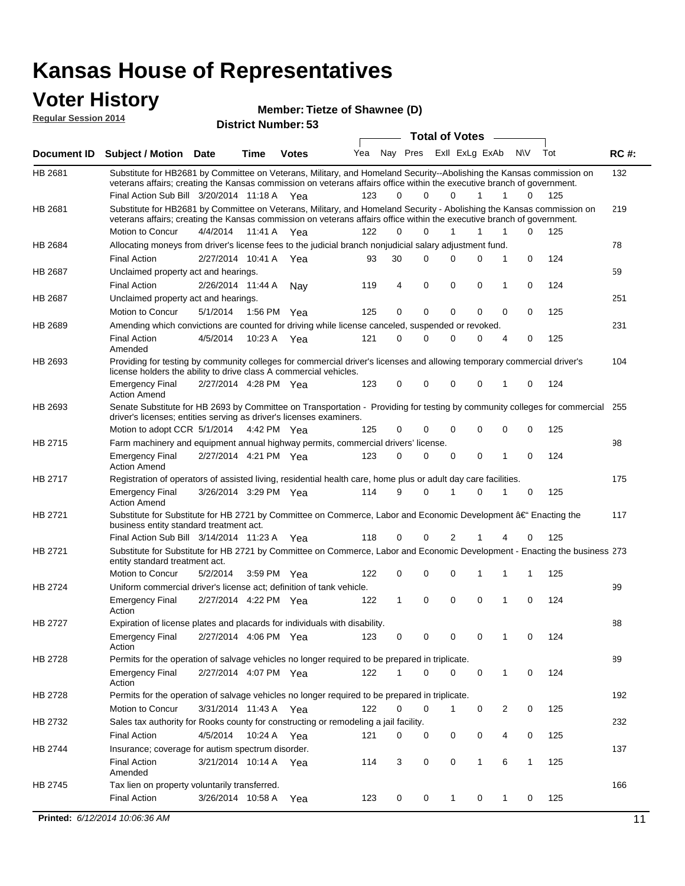# Kansas House of Representatives

## Voter History

**Regular Session 2014**

**Member: Tietze of Shawnee (D)**

**District Number: 53**

| Document ID | Subject / Motion | Date | Time | Votes | Yea | Nay | Pres | ExII | ExLg | ExAb | N\V | Tot | RC #: |
|---|---|---|---|---|---|---|---|---|---|---|---|---|---|
| HB 2681 | Substitute for HB2681 by Committee on Veterans, Military, and Homeland Security--Abolishing the Kansas commission on veterans affairs; creating the Kansas commission on veterans affairs office within the executive branch of government. | | | | | | | | | | | | 132 |
| | Final Action Sub Bill | 3/20/2014 | 11:18 A | Yea | 123 | 0 | 0 | 0 | 1 | 1 | 0 | 125 | |
| HB 2681 | Substitute for HB2681 by Committee on Veterans, Military, and Homeland Security - Abolishing the Kansas commission on veterans affairs; creating the Kansas commission on veterans affairs office within the executive branch of government. | | | | | | | | | | | | 219 |
| | Motion to Concur | 4/4/2014 | 11:41 A | Yea | 122 | 0 | 0 | 1 | 1 | 1 | 0 | 125 | |
| HB 2684 | Allocating moneys from driver's license fees to the judicial branch nonjudicial salary adjustment fund. | | | | | | | | | | | | 78 |
| | Final Action | 2/27/2014 | 10:41 A | Yea | 93 | 30 | 0 | 0 | 0 | 1 | 0 | 124 | |
| HB 2687 | Unclaimed property act and hearings. | | | | | | | | | | | | 59 |
| | Final Action | 2/26/2014 | 11:44 A | Nay | 119 | 4 | 0 | 0 | 0 | 1 | 0 | 124 | |
| HB 2687 | Unclaimed property act and hearings. | | | | | | | | | | | | 251 |
| | Motion to Concur | 5/1/2014 | 1:56 PM | Yea | 125 | 0 | 0 | 0 | 0 | 0 | 0 | 125 | |
| HB 2689 | Amending which convictions are counted for driving while license canceled, suspended or revoked. | | | | | | | | | | | | 231 |
| | Final Action Amended | 4/5/2014 | 10:23 A | Yea | 121 | 0 | 0 | 0 | 0 | 4 | 0 | 125 | |
| HB 2693 | Providing for testing by community colleges for commercial driver's licenses and allowing temporary commercial driver's license holders the ability to drive class A commercial vehicles. | | | | | | | | | | | | 104 |
| | Emergency Final Action Amend | 2/27/2014 | 4:28 PM | Yea | 123 | 0 | 0 | 0 | 0 | 1 | 0 | 124 | |
| HB 2693 | Senate Substitute for HB 2693 by Committee on Transportation - Providing for testing by community colleges for commercial driver's licenses; entities serving as driver's licenses examiners. | | | | | | | | | | | | 255 |
| | Motion to adopt CCR | 5/1/2014 | 4:42 PM | Yea | 125 | 0 | 0 | 0 | 0 | 0 | 0 | 125 | |
| HB 2715 | Farm machinery and equipment annual highway permits, commercial drivers' license. | | | | | | | | | | | | 98 |
| | Emergency Final Action Amend | 2/27/2014 | 4:21 PM | Yea | 123 | 0 | 0 | 0 | 0 | 1 | 0 | 124 | |
| HB 2717 | Registration of operators of assisted living, residential health care, home plus or adult day care facilities. | | | | | | | | | | | | 175 |
| | Emergency Final Action Amend | 3/26/2014 | 3:29 PM | Yea | 114 | 9 | 0 | 1 | 0 | 1 | 0 | 125 | |
| HB 2721 | Substitute for Substitute for HB 2721 by Committee on Commerce, Labor and Economic Development â€" Enacting the business entity standard treatment act. | | | | | | | | | | | | 117 |
| | Final Action Sub Bill | 3/14/2014 | 11:23 A | Yea | 118 | 0 | 0 | 2 | 1 | 4 | 0 | 125 | |
| HB 2721 | Substitute for Substitute for HB 2721 by Committee on Commerce, Labor and Economic Development - Enacting the business entity standard treatment act. | | | | | | | | | | | | 273 |
| | Motion to Concur | 5/2/2014 | 3:59 PM | Yea | 122 | 0 | 0 | 0 | 1 | 1 | 1 | 125 | |
| HB 2724 | Uniform commercial driver's license act; definition of tank vehicle. | | | | | | | | | | | | 99 |
| | Emergency Final Action | 2/27/2014 | 4:22 PM | Yea | 122 | 1 | 0 | 0 | 0 | 1 | 0 | 124 | |
| HB 2727 | Expiration of license plates and placards for individuals with disability. | | | | | | | | | | | | 88 |
| | Emergency Final Action | 2/27/2014 | 4:06 PM | Yea | 123 | 0 | 0 | 0 | 0 | 1 | 0 | 124 | |
| HB 2728 | Permits for the operation of salvage vehicles no longer required to be prepared in triplicate. | | | | | | | | | | | | 89 |
| | Emergency Final Action | 2/27/2014 | 4:07 PM | Yea | 122 | 1 | 0 | 0 | 0 | 1 | 0 | 124 | |
| HB 2728 | Permits for the operation of salvage vehicles no longer required to be prepared in triplicate. | | | | | | | | | | | | 192 |
| | Motion to Concur | 3/31/2014 | 11:43 A | Yea | 122 | 0 | 0 | 1 | 0 | 2 | 0 | 125 | |
| HB 2732 | Sales tax authority for Rooks county for constructing or remodeling a jail facility. | | | | | | | | | | | | 232 |
| | Final Action | 4/5/2014 | 10:24 A | Yea | 121 | 0 | 0 | 0 | 0 | 4 | 0 | 125 | |
| HB 2744 | Insurance; coverage for autism spectrum disorder. | | | | | | | | | | | | 137 |
| | Final Action Amended | 3/21/2014 | 10:14 A | Yea | 114 | 3 | 0 | 0 | 1 | 6 | 1 | 125 | |
| HB 2745 | Tax lien on property voluntarily transferred. | | | | | | | | | | | | 166 |
| | Final Action | 3/26/2014 | 10:58 A | Yea | 123 | 0 | 0 | 1 | 0 | 1 | 0 | 125 | |

**Printed:** *6/12/2014 10:06:36 AM*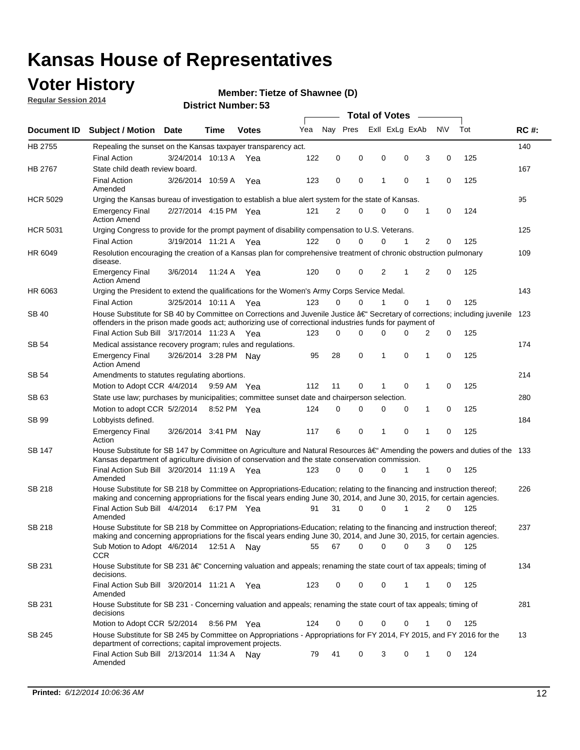# Kansas House of Representatives

## Voter History

**Regular Session 2014**

**Member: Tietze of Shawnee (D)**

**District Number: 53**

| Document ID | Subject / Motion | Date | Time | Votes | Yea | Nay | Pres | ExII | ExLg | ExAb | N\V | Tot | RC #: |
|---|---|---|---|---|---|---|---|---|---|---|---|---|---|
| HB 2755 | Repealing the sunset on the Kansas taxpayer transparency act. | | | | | | | | | | | | 140 |
| | Final Action | 3/24/2014 | 10:13 A | Yea | 122 | 0 | 0 | 0 | 0 | 3 | 0 | 125 | |
| HB 2767 | State child death review board. | | | | | | | | | | | | 167 |
| | Final Action Amended | 3/26/2014 | 10:59 A | Yea | 123 | 0 | 0 | 1 | 0 | 1 | 0 | 125 | |
| HCR 5029 | Urging the Kansas bureau of investigation to establish a blue alert system for the state of Kansas. | | | | | | | | | | | | 95 |
| | Emergency Final Action Amend | 2/27/2014 | 4:15 PM | Yea | 121 | 2 | 0 | 0 | 0 | 1 | 0 | 124 | |
| HCR 5031 | Urging Congress to provide for the prompt payment of disability compensation to U.S. Veterans. | | | | | | | | | | | | 125 |
| | Final Action | 3/19/2014 | 11:21 A | Yea | 122 | 0 | 0 | 0 | 1 | 2 | 0 | 125 | |
| HR 6049 | Resolution encouraging the creation of a Kansas plan for comprehensive treatment of chronic obstruction pulmonary disease. | | | | | | | | | | | | 109 |
| | Emergency Final Action Amend | 3/6/2014 | 11:24 A | Yea | 120 | 0 | 0 | 2 | 1 | 2 | 0 | 125 | |
| HR 6063 | Urging the President to extend the qualifications for the Women's Army Corps Service Medal. | | | | | | | | | | | | 143 |
| | Final Action | 3/25/2014 | 10:11 A | Yea | 123 | 0 | 0 | 1 | 0 | 1 | 0 | 125 | |
| SB 40 | House Substitute for SB 40 by Committee on Corrections and Juvenile Justice â€" Secretary of corrections; including juvenile offenders in the prison made goods act; authorizing use of correctional industries funds for payment of | | | | | | | | | | | | 123 |
| | Final Action Sub Bill | 3/17/2014 | 11:23 A | Yea | 123 | 0 | 0 | 0 | 0 | 2 | 0 | 125 | |
| SB 54 | Medical assistance recovery program; rules and regulations. | | | | | | | | | | | | 174 |
| | Emergency Final Action Amend | 3/26/2014 | 3:28 PM | Nay | 95 | 28 | 0 | 1 | 0 | 1 | 0 | 125 | |
| SB 54 | Amendments to statutes regulating abortions. | | | | | | | | | | | | 214 |
| | Motion to Adopt CCR | 4/4/2014 | 9:59 AM | Yea | 112 | 11 | 0 | 1 | 0 | 1 | 0 | 125 | |
| SB 63 | State use law; purchases by municipalities; committee sunset date and chairperson selection. | | | | | | | | | | | | 280 |
| | Motion to adopt CCR | 5/2/2014 | 8:52 PM | Yea | 124 | 0 | 0 | 0 | 0 | 1 | 0 | 125 | |
| SB 99 | Lobbyists defined. | | | | | | | | | | | | 184 |
| | Emergency Final Action | 3/26/2014 | 3:41 PM | Nay | 117 | 6 | 0 | 1 | 0 | 1 | 0 | 125 | |
| SB 147 | House Substitute for SB 147 by Committee on Agriculture and Natural Resources â€" Amending the powers and duties of the Kansas department of agriculture division of conservation and the state conservation commission. | | | | | | | | | | | | 133 |
| | Final Action Sub Bill Amended | 3/20/2014 | 11:19 A | Yea | 123 | 0 | 0 | 0 | 1 | 1 | 0 | 125 | |
| SB 218 | House Substitute for SB 218 by Committee on Appropriations-Education; relating to the financing and instruction thereof; making and concerning appropriations for the fiscal years ending June 30, 2014, and June 30, 2015, for certain agencies. | | | | | | | | | | | | 226 |
| | Final Action Sub Bill Amended | 4/4/2014 | 6:17 PM | Yea | 91 | 31 | 0 | 0 | 1 | 2 | 0 | 125 | |
| SB 218 | House Substitute for SB 218 by Committee on Appropriations-Education; relating to the financing and instruction thereof; making and concerning appropriations for the fiscal years ending June 30, 2014, and June 30, 2015, for certain agencies. | | | | | | | | | | | | 237 |
| | Sub Motion to Adopt CCR | 4/6/2014 | 12:51 A | Nay | 55 | 67 | 0 | 0 | 0 | 3 | 0 | 125 | |
| SB 231 | House Substitute for SB 231 â€" Concerning valuation and appeals; renaming the state court of tax appeals; timing of decisions. | | | | | | | | | | | | 134 |
| | Final Action Sub Bill Amended | 3/20/2014 | 11:21 A | Yea | 123 | 0 | 0 | 0 | 1 | 1 | 0 | 125 | |
| SB 231 | House Substitute for SB 231 - Concerning valuation and appeals; renaming the state court of tax appeals; timing of decisions | | | | | | | | | | | | 281 |
| | Motion to Adopt CCR | 5/2/2014 | 8:56 PM | Yea | 124 | 0 | 0 | 0 | 0 | 1 | 0 | 125 | |
| SB 245 | House Substitute for SB 245 by Committee on Appropriations - Appropriations for FY 2014, FY 2015, and FY 2016 for the department of corrections; capital improvement projects. | | | | | | | | | | | | 13 |
| | Final Action Sub Bill Amended | 2/13/2014 | 11:34 A | Nay | 79 | 41 | 0 | 3 | 0 | 1 | 0 | 124 | |

**Printed:** *6/12/2014 10:06:36 AM*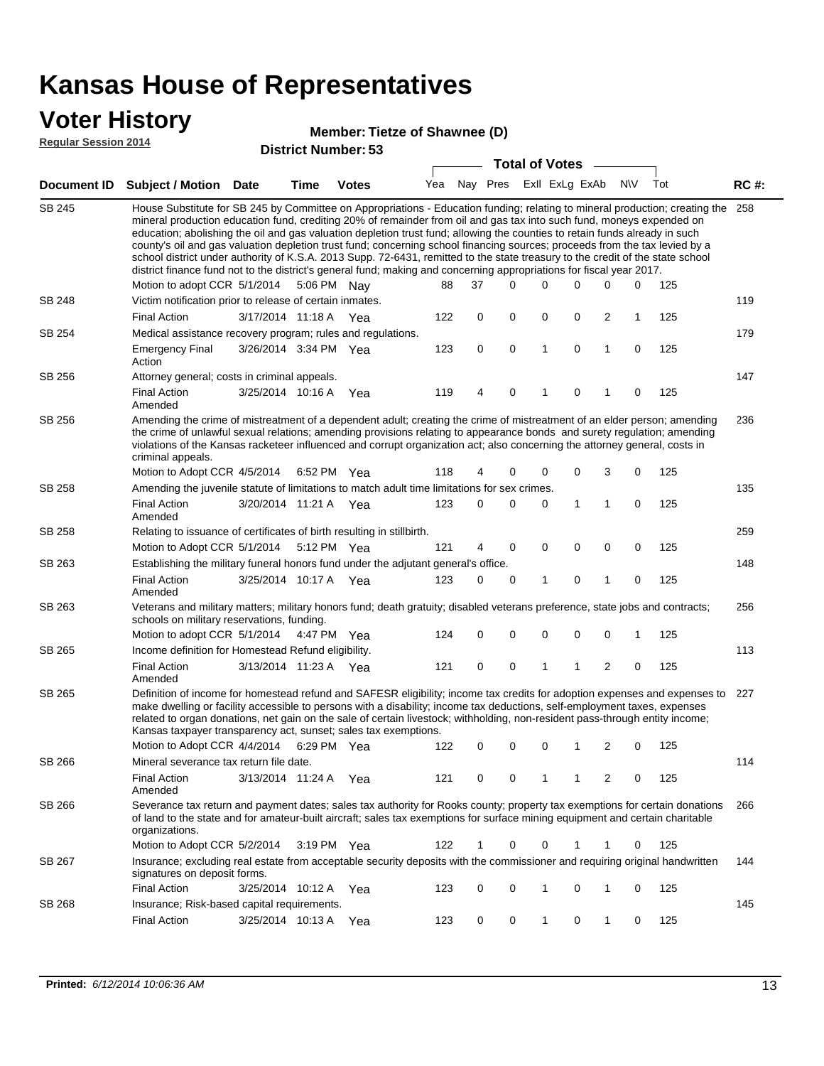# Kansas House of Representatives

## Voter History

**Regular Session 2014**

**Member: Tietze of Shawnee (D)**

**District Number: 53**

| Document ID | Subject / Motion | Date | Time | Votes | Yea | Nay | Pres | ExII | ExLg | ExAb | N\V | Tot | RC #: |
|---|---|---|---|---|---|---|---|---|---|---|---|---|---|
| SB 245 | House Substitute for SB 245 by Committee on Appropriations - Education funding; relating to mineral production; creating the mineral production education fund, crediting 20% of remainder from oil and gas tax into such fund, moneys expended on education; abolishing the oil and gas valuation depletion trust fund; allowing the counties to retain funds already in such county's oil and gas valuation depletion trust fund; concerning school financing sources; proceeds from the tax levied by a school district under authority of K.S.A. 2013 Supp. 72-6431, remitted to the state treasury to the credit of the state school district finance fund not to the district's general fund; making and concerning appropriations for fiscal year 2017. | | | | | | | | | | | | 258 |
| | Motion to adopt CCR | 5/1/2014 | 5:06 PM | Nay | 88 | 37 | 0 | 0 | 0 | 0 | 0 | 125 | |
| SB 248 | Victim notification prior to release of certain inmates. | | | | | | | | | | | | 119 |
| | Final Action | 3/17/2014 | 11:18 A | Yea | 122 | 0 | 0 | 0 | 0 | 2 | 1 | 125 | |
| SB 254 | Medical assistance recovery program; rules and regulations. | | | | | | | | | | | | 179 |
| | Emergency Final Action | 3/26/2014 | 3:34 PM | Yea | 123 | 0 | 0 | 1 | 0 | 1 | 0 | 125 | |
| SB 256 | Attorney general; costs in criminal appeals. | | | | | | | | | | | | 147 |
| | Final Action Amended | 3/25/2014 | 10:16 A | Yea | 119 | 4 | 0 | 1 | 0 | 1 | 0 | 125 | |
| SB 256 | Amending the crime of mistreatment of a dependent adult; creating the crime of mistreatment of an elder person; amending the crime of unlawful sexual relations; amending provisions relating to appearance bonds and surety regulation; amending violations of the Kansas racketeer influenced and corrupt organization act; also concerning the attorney general, costs in criminal appeals. | | | | | | | | | | | | 236 |
| | Motion to Adopt CCR | 4/5/2014 | 6:52 PM | Yea | 118 | 4 | 0 | 0 | 0 | 3 | 0 | 125 | |
| SB 258 | Amending the juvenile statute of limitations to match adult time limitations for sex crimes. | | | | | | | | | | | | 135 |
| | Final Action Amended | 3/20/2014 | 11:21 A | Yea | 123 | 0 | 0 | 0 | 1 | 1 | 0 | 125 | |
| SB 258 | Relating to issuance of certificates of birth resulting in stillbirth. | | | | | | | | | | | | 259 |
| | Motion to Adopt CCR | 5/1/2014 | 5:12 PM | Yea | 121 | 4 | 0 | 0 | 0 | 0 | 0 | 125 | |
| SB 263 | Establishing the military funeral honors fund under the adjutant general's office. | | | | | | | | | | | | 148 |
| | Final Action Amended | 3/25/2014 | 10:17 A | Yea | 123 | 0 | 0 | 1 | 0 | 1 | 0 | 125 | |
| SB 263 | Veterans and military matters; military honors fund; death gratuity; disabled veterans preference, state jobs and contracts; schools on military reservations, funding. | | | | | | | | | | | | 256 |
| | Motion to adopt CCR | 5/1/2014 | 4:47 PM | Yea | 124 | 0 | 0 | 0 | 0 | 0 | 1 | 125 | |
| SB 265 | Income definition for Homestead Refund eligibility. | | | | | | | | | | | | 113 |
| | Final Action Amended | 3/13/2014 | 11:23 A | Yea | 121 | 0 | 0 | 1 | 1 | 2 | 0 | 125 | |
| SB 265 | Definition of income for homestead refund and SAFESR eligibility; income tax credits for adoption expenses and expenses to make dwelling or facility accessible to persons with a disability; income tax deductions, self-employment taxes, expenses related to organ donations, net gain on the sale of certain livestock; withholding, non-resident pass-through entity income; Kansas taxpayer transparency act, sunset; sales tax exemptions. | | | | | | | | | | | | 227 |
| | Motion to Adopt CCR | 4/4/2014 | 6:29 PM | Yea | 122 | 0 | 0 | 0 | 1 | 2 | 0 | 125 | |
| SB 266 | Mineral severance tax return file date. | | | | | | | | | | | | 114 |
| | Final Action Amended | 3/13/2014 | 11:24 A | Yea | 121 | 0 | 0 | 1 | 1 | 2 | 0 | 125 | |
| SB 266 | Severance tax return and payment dates; sales tax authority for Rooks county; property tax exemptions for certain donations of land to the state and for amateur-built aircraft; sales tax exemptions for surface mining equipment and certain charitable organizations. | | | | | | | | | | | | 266 |
| | Motion to Adopt CCR | 5/2/2014 | 3:19 PM | Yea | 122 | 1 | 0 | 0 | 1 | 1 | 0 | 125 | |
| SB 267 | Insurance; excluding real estate from acceptable security deposits with the commissioner and requiring original handwritten signatures on deposit forms. | | | | | | | | | | | | 144 |
| | Final Action | 3/25/2014 | 10:12 A | Yea | 123 | 0 | 0 | 1 | 0 | 1 | 0 | 125 | |
| SB 268 | Insurance; Risk-based capital requirements. | | | | | | | | | | | | 145 |
| | Final Action | 3/25/2014 | 10:13 A | Yea | 123 | 0 | 0 | 1 | 0 | 1 | 0 | 125 | |

**Printed:** *6/12/2014 10:06:36 AM*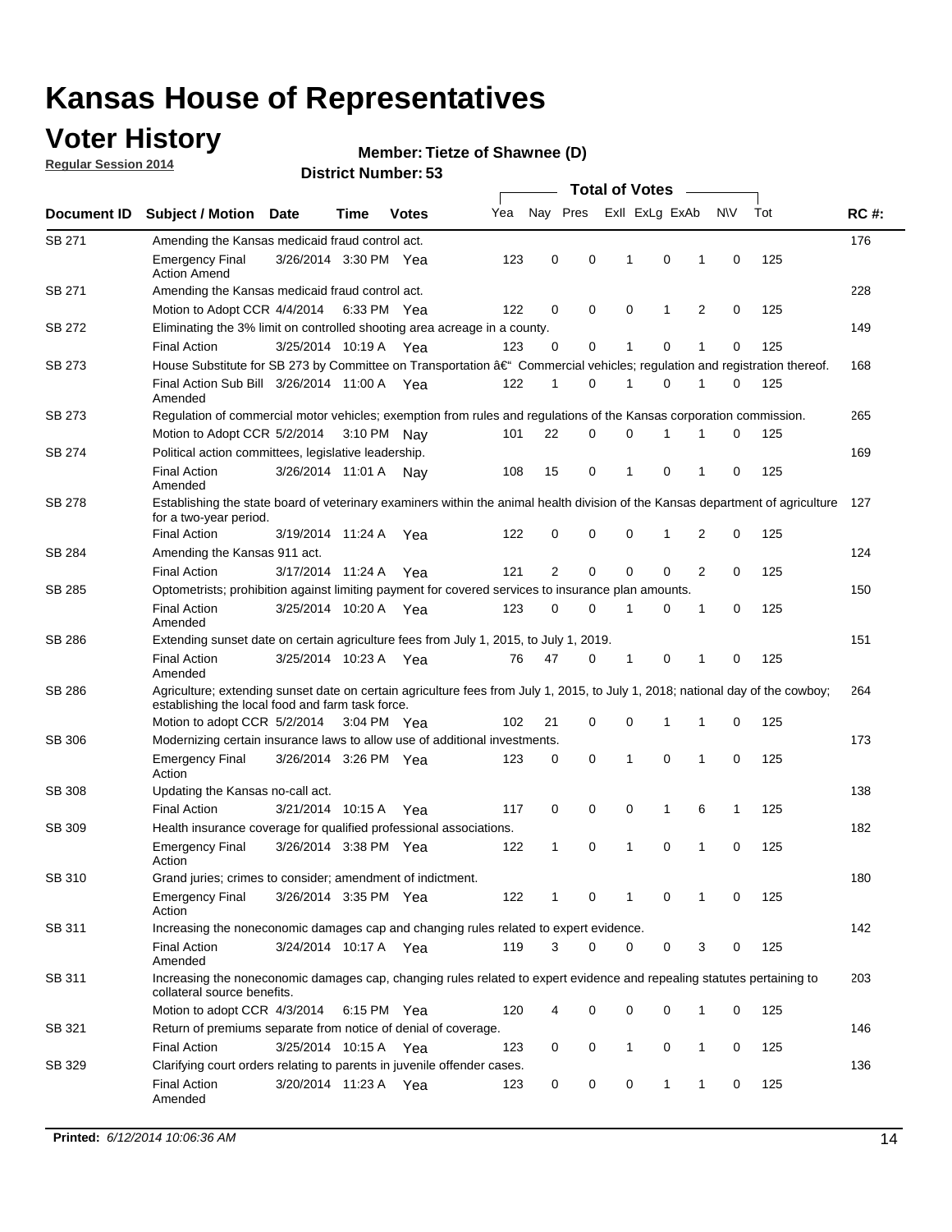# Kansas House of Representatives

## Voter History

**Regular Session 2014**

**Member: Tietze of Shawnee (D)**

**District Number: 53**

| Document ID | Subject / Motion | Date | Time | Votes | Yea | Nay | Pres | ExII | ExLg | ExAb | N\V | Tot | RC #: |
|---|---|---|---|---|---|---|---|---|---|---|---|---|---|
| SB 271 | Amending the Kansas medicaid fraud control act. | | | | | | | | | | | | 176 |
| | Emergency Final Action Amend | 3/26/2014 | 3:30 PM | Yea | 123 | 0 | 0 | 1 | 0 | 1 | 0 | 125 | |
| SB 271 | Amending the Kansas medicaid fraud control act. | | | | | | | | | | | | 228 |
| | Motion to Adopt CCR | 4/4/2014 | 6:33 PM | Yea | 122 | 0 | 0 | 0 | 1 | 2 | 0 | 125 | |
| SB 272 | Eliminating the 3% limit on controlled shooting area acreage in a county. | | | | | | | | | | | | 149 |
| | Final Action | 3/25/2014 | 10:19 A | Yea | 123 | 0 | 0 | 1 | 0 | 1 | 0 | 125 | |
| SB 273 | House Substitute for SB 273 by Committee on Transportation â€“ Commercial vehicles; regulation and registration thereof. | | | | | | | | | | | | 168 |
| | Final Action Sub Bill Amended | 3/26/2014 | 11:00 A | Yea | 122 | 1 | 0 | 1 | 0 | 1 | 0 | 125 | |
| SB 273 | Regulation of commercial motor vehicles; exemption from rules and regulations of the Kansas corporation commission. | | | | | | | | | | | | 265 |
| | Motion to Adopt CCR | 5/2/2014 | 3:10 PM | Nay | 101 | 22 | 0 | 0 | 1 | 1 | 0 | 125 | |
| SB 274 | Political action committees, legislative leadership. | | | | | | | | | | | | 169 |
| | Final Action Amended | 3/26/2014 | 11:01 A | Nay | 108 | 15 | 0 | 1 | 0 | 1 | 0 | 125 | |
| SB 278 | Establishing the state board of veterinary examiners within the animal health division of the Kansas department of agriculture for a two-year period. | | | | | | | | | | | | 127 |
| | Final Action | 3/19/2014 | 11:24 A | Yea | 122 | 0 | 0 | 0 | 1 | 2 | 0 | 125 | |
| SB 284 | Amending the Kansas 911 act. | | | | | | | | | | | | 124 |
| | Final Action | 3/17/2014 | 11:24 A | Yea | 121 | 2 | 0 | 0 | 0 | 2 | 0 | 125 | |
| SB 285 | Optometrists; prohibition against limiting payment for covered services to insurance plan amounts. | | | | | | | | | | | | 150 |
| | Final Action Amended | 3/25/2014 | 10:20 A | Yea | 123 | 0 | 0 | 1 | 0 | 1 | 0 | 125 | |
| SB 286 | Extending sunset date on certain agriculture fees from July 1, 2015, to July 1, 2019. | | | | | | | | | | | | 151 |
| | Final Action Amended | 3/25/2014 | 10:23 A | Yea | 76 | 47 | 0 | 1 | 0 | 1 | 0 | 125 | |
| SB 286 | Agriculture; extending sunset date on certain agriculture fees from July 1, 2015, to July 1, 2018; national day of the cowboy; establishing the local food and farm task force. | | | | | | | | | | | | 264 |
| | Motion to adopt CCR | 5/2/2014 | 3:04 PM | Yea | 102 | 21 | 0 | 0 | 1 | 1 | 0 | 125 | |
| SB 306 | Modernizing certain insurance laws to allow use of additional investments. | | | | | | | | | | | | 173 |
| | Emergency Final Action | 3/26/2014 | 3:26 PM | Yea | 123 | 0 | 0 | 1 | 0 | 1 | 0 | 125 | |
| SB 308 | Updating the Kansas no-call act. | | | | | | | | | | | | 138 |
| | Final Action | 3/21/2014 | 10:15 A | Yea | 117 | 0 | 0 | 0 | 1 | 6 | 1 | 125 | |
| SB 309 | Health insurance coverage for qualified professional associations. | | | | | | | | | | | | 182 |
| | Emergency Final Action | 3/26/2014 | 3:38 PM | Yea | 122 | 1 | 0 | 1 | 0 | 1 | 0 | 125 | |
| SB 310 | Grand juries; crimes to consider; amendment of indictment. | | | | | | | | | | | | 180 |
| | Emergency Final Action | 3/26/2014 | 3:35 PM | Yea | 122 | 1 | 0 | 1 | 0 | 1 | 0 | 125 | |
| SB 311 | Increasing the noneconomic damages cap and changing rules related to expert evidence. | | | | | | | | | | | | 142 |
| | Final Action Amended | 3/24/2014 | 10:17 A | Yea | 119 | 3 | 0 | 0 | 0 | 3 | 0 | 125 | |
| SB 311 | Increasing the noneconomic damages cap, changing rules related to expert evidence and repealing statutes pertaining to collateral source benefits. | | | | | | | | | | | | 203 |
| | Motion to adopt CCR | 4/3/2014 | 6:15 PM | Yea | 120 | 4 | 0 | 0 | 0 | 1 | 0 | 125 | |
| SB 321 | Return of premiums separate from notice of denial of coverage. | | | | | | | | | | | | 146 |
| | Final Action | 3/25/2014 | 10:15 A | Yea | 123 | 0 | 0 | 1 | 0 | 1 | 0 | 125 | |
| SB 329 | Clarifying court orders relating to parents in juvenile offender cases. | | | | | | | | | | | | 136 |
| | Final Action Amended | 3/20/2014 | 11:23 A | Yea | 123 | 0 | 0 | 0 | 1 | 1 | 0 | 125 | |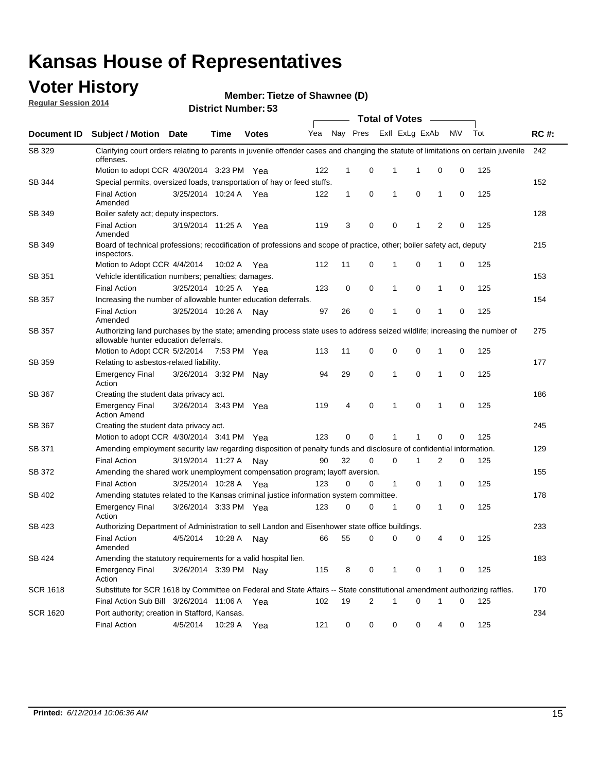# Kansas House of Representatives

## Voter History

**Regular Session 2014**

**Member: Tietze of Shawnee (D)**

**District Number: 53**

| Document ID | Subject / Motion | Date | Time | Votes | Yea | Nay | Pres | ExII | ExLg | ExAb | N\V | Tot | RC #: |
|---|---|---|---|---|---|---|---|---|---|---|---|---|---|
| SB 329 | Clarifying court orders relating to parents in juvenile offender cases and changing the statute of limitations on certain juvenile offenses. | | | | | | | | | | | | 242 |
| | Motion to adopt CCR | 4/30/2014 | 3:23 PM | Yea | 122 | 1 | 0 | 1 | 1 | 0 | 0 | 125 | |
| SB 344 | Special permits, oversized loads, transportation of hay or feed stuffs. | | | | | | | | | | | | 152 |
| | Final Action Amended | 3/25/2014 | 10:24 A | Yea | 122 | 1 | 0 | 1 | 0 | 1 | 0 | 125 | |
| SB 349 | Boiler safety act; deputy inspectors. | | | | | | | | | | | | 128 |
| | Final Action Amended | 3/19/2014 | 11:25 A | Yea | 119 | 3 | 0 | 0 | 1 | 2 | 0 | 125 | |
| SB 349 | Board of technical professions; recodification of professions and scope of practice, other; boiler safety act, deputy inspectors. | | | | | | | | | | | | 215 |
| | Motion to Adopt CCR | 4/4/2014 | 10:02 A | Yea | 112 | 11 | 0 | 1 | 0 | 1 | 0 | 125 | |
| SB 351 | Vehicle identification numbers; penalties; damages. | | | | | | | | | | | | 153 |
| | Final Action | 3/25/2014 | 10:25 A | Yea | 123 | 0 | 0 | 1 | 0 | 1 | 0 | 125 | |
| SB 357 | Increasing the number of allowable hunter education deferrals. | | | | | | | | | | | | 154 |
| | Final Action Amended | 3/25/2014 | 10:26 A | Nay | 97 | 26 | 0 | 1 | 0 | 1 | 0 | 125 | |
| SB 357 | Authorizing land purchases by the state; amending process state uses to address seized wildlife; increasing the number of allowable hunter education deferrals. | | | | | | | | | | | | 275 |
| | Motion to Adopt CCR | 5/2/2014 | 7:53 PM | Yea | 113 | 11 | 0 | 0 | 0 | 1 | 0 | 125 | |
| SB 359 | Relating to asbestos-related liability. | | | | | | | | | | | | 177 |
| | Emergency Final Action | 3/26/2014 | 3:32 PM | Nay | 94 | 29 | 0 | 1 | 0 | 1 | 0 | 125 | |
| SB 367 | Creating the student data privacy act. | | | | | | | | | | | | 186 |
| | Emergency Final Action Amend | 3/26/2014 | 3:43 PM | Yea | 119 | 4 | 0 | 1 | 0 | 1 | 0 | 125 | |
| SB 367 | Creating the student data privacy act. | | | | | | | | | | | | 245 |
| | Motion to adopt CCR | 4/30/2014 | 3:41 PM | Yea | 123 | 0 | 0 | 1 | 1 | 0 | 0 | 125 | |
| SB 371 | Amending employment security law regarding disposition of penalty funds and disclosure of confidential information. | | | | | | | | | | | | 129 |
| | Final Action | 3/19/2014 | 11:27 A | Nay | 90 | 32 | 0 | 0 | 1 | 2 | 0 | 125 | |
| SB 372 | Amending the shared work unemployment compensation program; layoff aversion. | | | | | | | | | | | | 155 |
| | Final Action | 3/25/2014 | 10:28 A | Yea | 123 | 0 | 0 | 1 | 0 | 1 | 0 | 125 | |
| SB 402 | Amending statutes related to the Kansas criminal justice information system committee. | | | | | | | | | | | | 178 |
| | Emergency Final Action | 3/26/2014 | 3:33 PM | Yea | 123 | 0 | 0 | 1 | 0 | 1 | 0 | 125 | |
| SB 423 | Authorizing Department of Administration to sell Landon and Eisenhower state office buildings. | | | | | | | | | | | | 233 |
| | Final Action Amended | 4/5/2014 | 10:28 A | Nay | 66 | 55 | 0 | 0 | 0 | 4 | 0 | 125 | |
| SB 424 | Amending the statutory requirements for a valid hospital lien. | | | | | | | | | | | | 183 |
| | Emergency Final Action | 3/26/2014 | 3:39 PM | Nay | 115 | 8 | 0 | 1 | 0 | 1 | 0 | 125 | |
| SCR 1618 | Substitute for SCR 1618 by Committee on Federal and State Affairs -- State constitutional amendment authorizing raffles. | | | | | | | | | | | | 170 |
| | Final Action Sub Bill | 3/26/2014 | 11:06 A | Yea | 102 | 19 | 2 | 1 | 0 | 1 | 0 | 125 | |
| SCR 1620 | Port authority; creation in Stafford, Kansas. | | | | | | | | | | | | 234 |
| | Final Action | 4/5/2014 | 10:29 A | Yea | 121 | 0 | 0 | 0 | 0 | 4 | 0 | 125 | |

**Printed:** *6/12/2014 10:06:36 AM*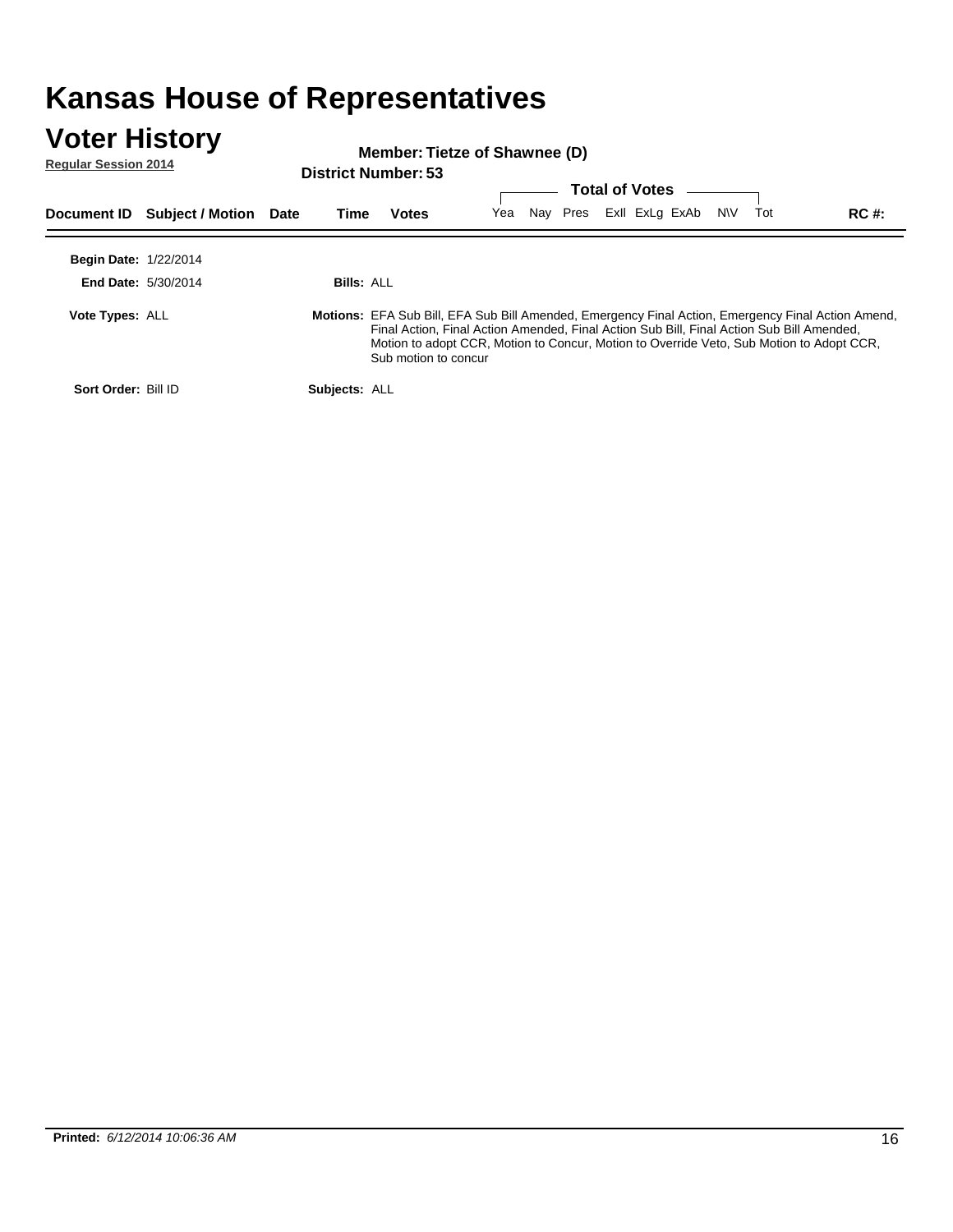# Kansas House of Representatives

## Voter History

**Regular Session 2014**

**Member: Tietze of Shawnee (D)**

**District Number: 53**

| Document ID | Subject / Motion | Date | Time | Votes | Yea | Nay | Pres | ExII | ExLg | ExAb | N\V | Tot | RC #: |
|---|---|---|---|---|---|---|---|---|---|---|---|---|---|

(Yea through Tot are grouped under **Total of Votes**.)

**Begin Date:** 1/22/2014

**End Date:** 5/30/2014

**Bills:** ALL

**Vote Types:** ALL

**Motions:** EFA Sub Bill, EFA Sub Bill Amended, Emergency Final Action, Emergency Final Action Amend, Final Action, Final Action Amended, Final Action Sub Bill, Final Action Sub Bill Amended, Motion to adopt CCR, Motion to Concur, Motion to Override Veto, Sub Motion to Adopt CCR, Sub motion to concur

**Sort Order:** Bill ID

**Subjects:** ALL

**Printed:** *6/12/2014 10:06:36 AM*